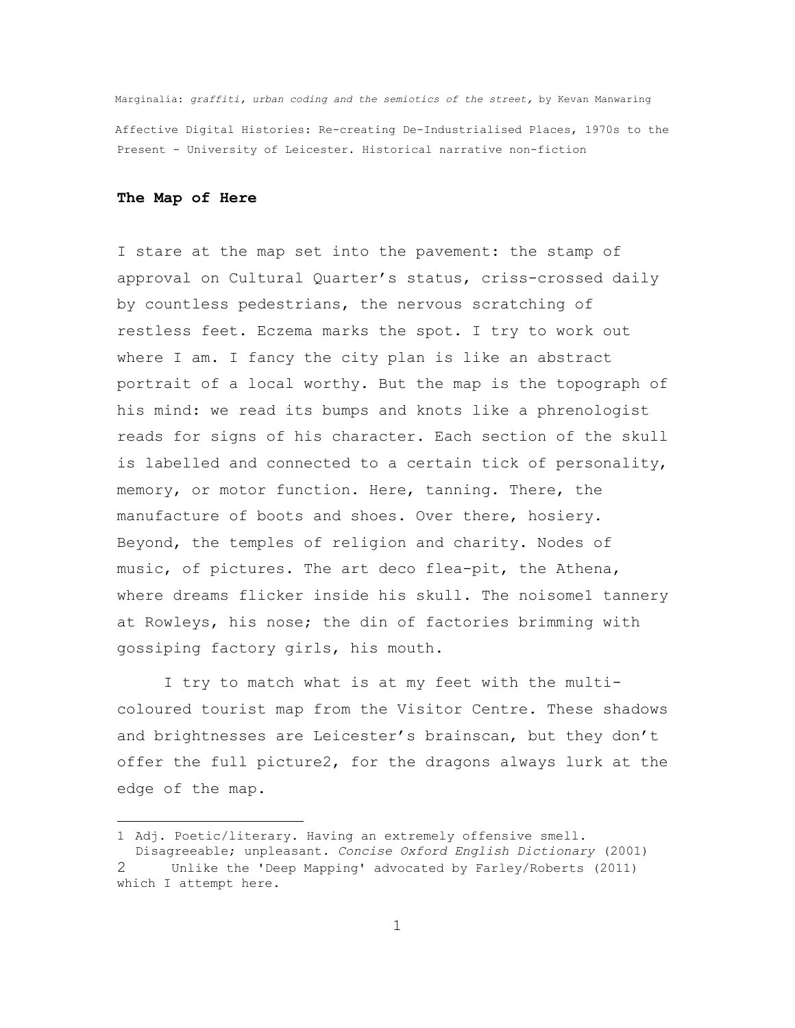Marginalia: *graffiti, urban coding and the semiotics of the street,* by Kevan Manwaring

Affective Digital Histories: Re-creating De-Industrialised Places, 1970s to the Present - University of Leicester. Historical narrative non-fiction

**The Map of Here**

I stare at the map set into the pavement: the stamp of approval on Cultural Quarter's status, criss-crossed daily by countless pedestrians, the nervous scratching of restless feet. Eczema marks the spot. I try to work out where I am. I fancy the city plan is like an abstract portrait of a local worthy. But the map is the topograph of his mind: we read its bumps and knots like a phrenologist reads for signs of his character. Each section of the skull is labelled and connected to a certain tick of personality, memory, or motor function. Here, tanning. There, the manufacture of boots and shoes. Over there, hosiery. Beyond, the temples of religion and charity. Nodes of music, of pictures. The art deco flea-pit, the Athena, where dreams flicker inside his skull. The noisome[1] tannery at Rowleys, his nose; the din of factories brimming with gossiping factory girls, his mouth.

I try to match what is at my feet with the multi-coloured tourist map from the Visitor Centre. These shadows and brightnesses are Leicester's brainscan, but they don't offer the full picture[2], for the dragons always lurk at the edge of the map.

---

1 Adj. Poetic/literary. Having an extremely offensive smell. Disagreeable; unpleasant. *Concise Oxford English Dictionary* (2001)

2 Unlike the 'Deep Mapping' advocated by Farley/Roberts (2011) which I attempt here.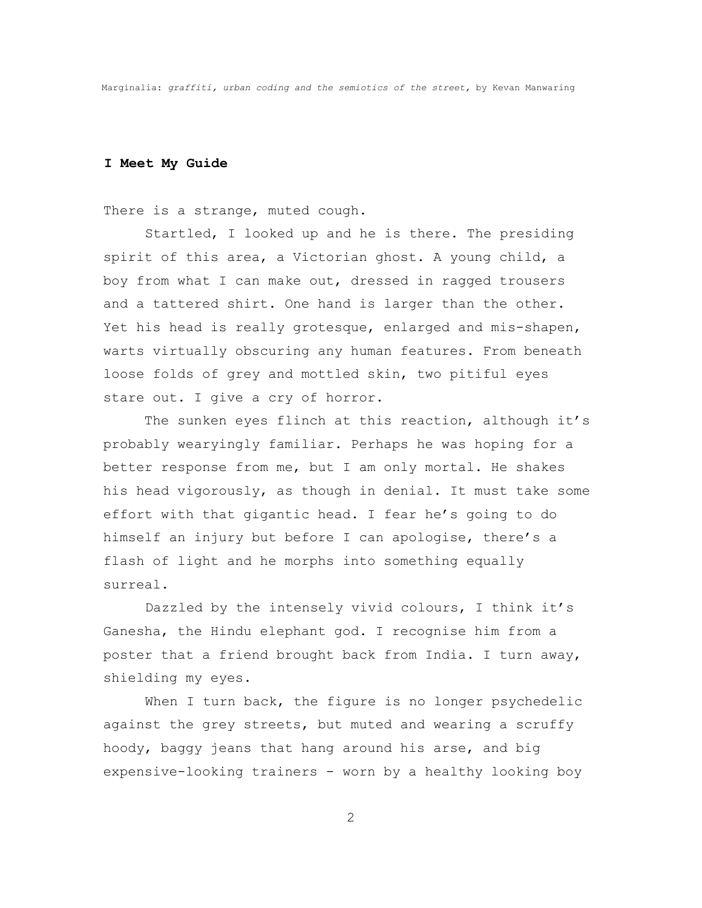## I Meet My Guide

There is a strange, muted cough.

Startled, I looked up and he is there. The presiding spirit of this area, a Victorian ghost. A young child, a boy from what I can make out, dressed in ragged trousers and a tattered shirt. One hand is larger than the other. Yet his head is really grotesque, enlarged and mis-shapen, warts virtually obscuring any human features. From beneath loose folds of grey and mottled skin, two pitiful eyes stare out. I give a cry of horror.

The sunken eyes flinch at this reaction, although it's probably wearyingly familiar. Perhaps he was hoping for a better response from me, but I am only mortal. He shakes his head vigorously, as though in denial. It must take some effort with that gigantic head. I fear he's going to do himself an injury but before I can apologise, there's a flash of light and he morphs into something equally surreal.

Dazzled by the intensely vivid colours, I think it's Ganesha, the Hindu elephant god. I recognise him from a poster that a friend brought back from India. I turn away, shielding my eyes.

When I turn back, the figure is no longer psychedelic against the grey streets, but muted and wearing a scruffy hoody, baggy jeans that hang around his arse, and big expensive-looking trainers - worn by a healthy looking boy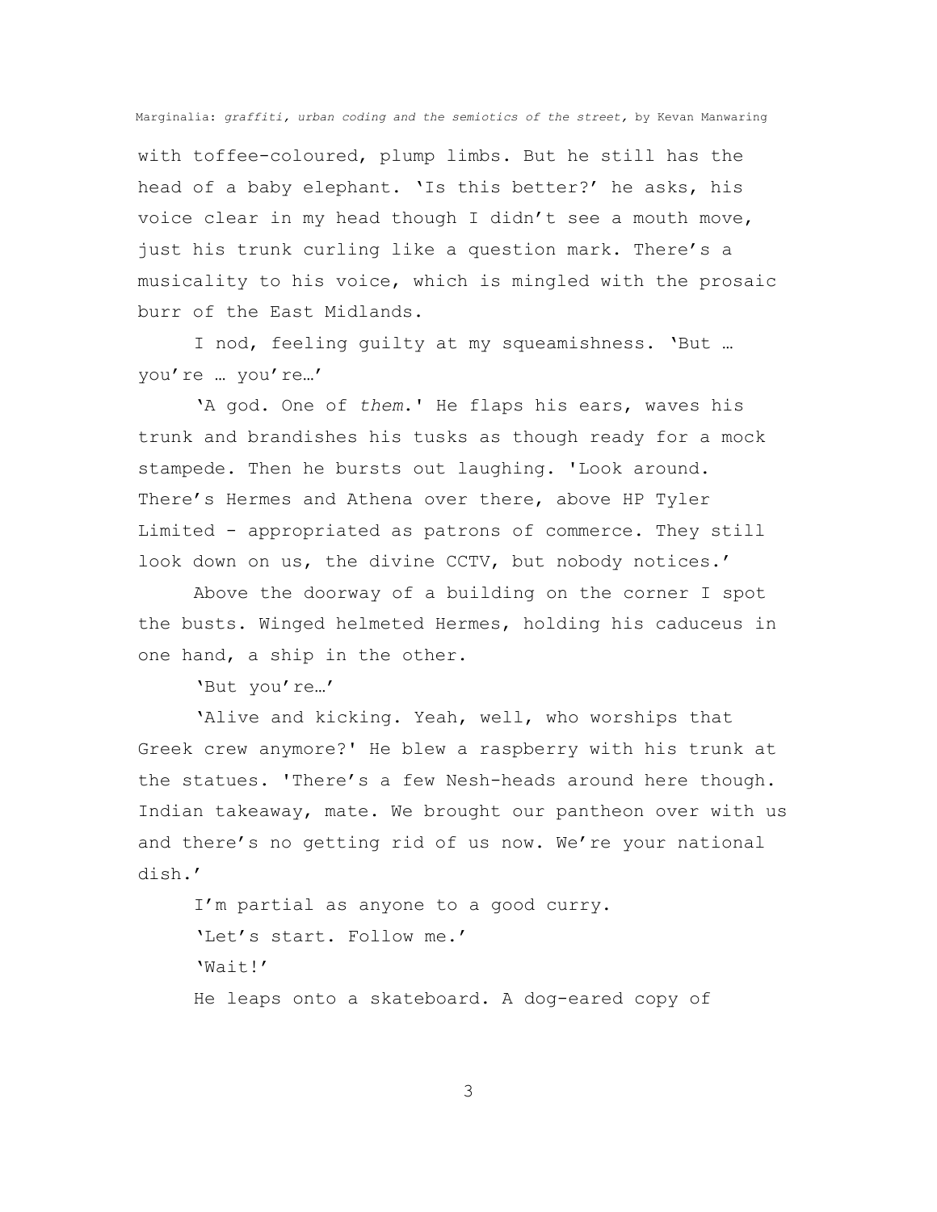with toffee-coloured, plump limbs. But he still has the head of a baby elephant. 'Is this better?' he asks, his voice clear in my head though I didn't see a mouth move, just his trunk curling like a question mark. There's a musicality to his voice, which is mingled with the prosaic burr of the East Midlands.

I nod, feeling guilty at my squeamishness. 'But … you're … you're…'

'A god. One of *them*.' He flaps his ears, waves his trunk and brandishes his tusks as though ready for a mock stampede. Then he bursts out laughing. 'Look around. There's Hermes and Athena over there, above HP Tyler Limited - appropriated as patrons of commerce. They still look down on us, the divine CCTV, but nobody notices.'

Above the doorway of a building on the corner I spot the busts. Winged helmeted Hermes, holding his caduceus in one hand, a ship in the other.

'But you're…'

'Alive and kicking. Yeah, well, who worships that Greek crew anymore?' He blew a raspberry with his trunk at the statues. 'There's a few Nesh-heads around here though. Indian takeaway, mate. We brought our pantheon over with us and there's no getting rid of us now. We're your national dish.'

I'm partial as anyone to a good curry.

'Let's start. Follow me.'

'Wait!'

He leaps onto a skateboard. A dog-eared copy of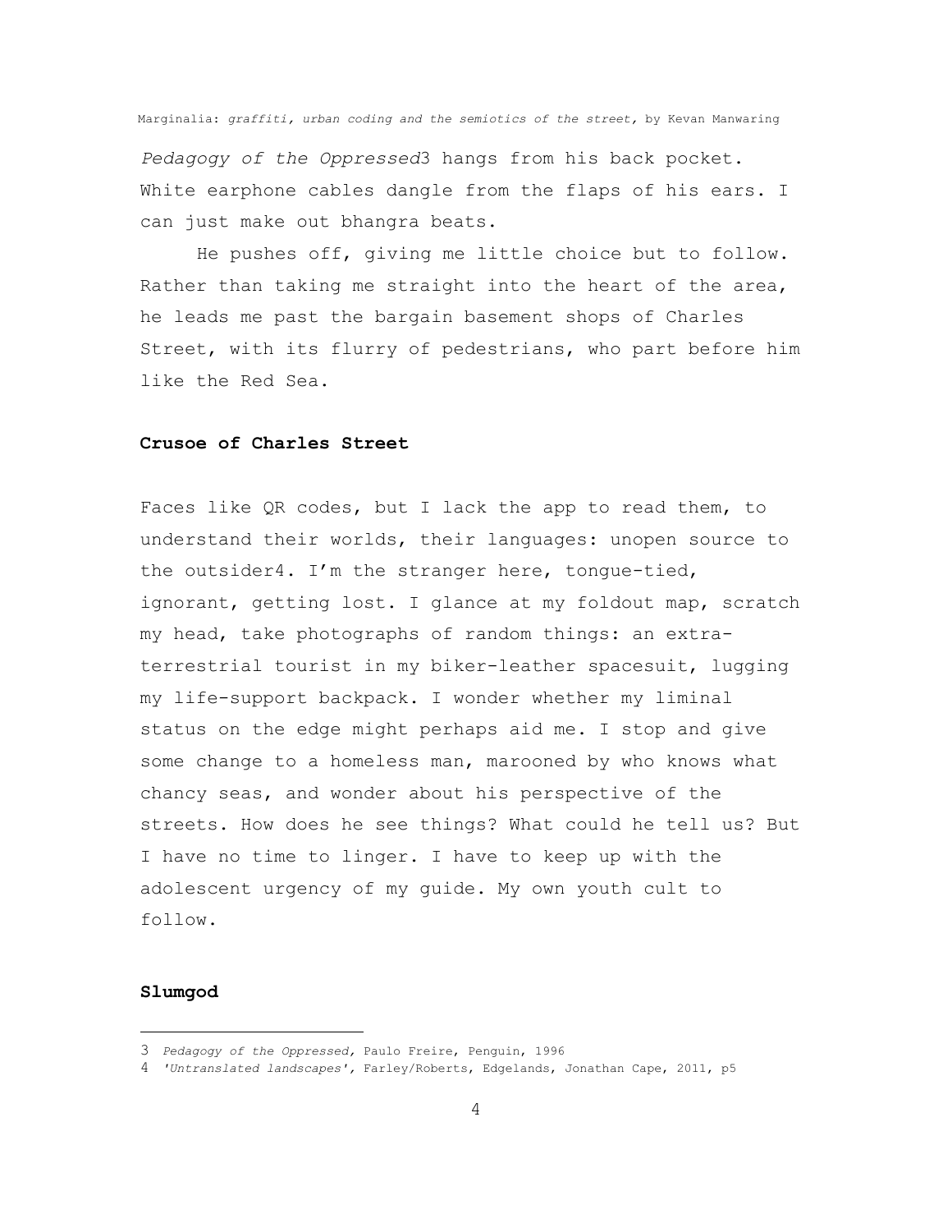*Pedagogy of the Oppressed*[3] hangs from his back pocket. White earphone cables dangle from the flaps of his ears. I can just make out bhangra beats.

He pushes off, giving me little choice but to follow. Rather than taking me straight into the heart of the area, he leads me past the bargain basement shops of Charles Street, with its flurry of pedestrians, who part before him like the Red Sea.

**Crusoe of Charles Street**

Faces like QR codes, but I lack the app to read them, to understand their worlds, their languages: unopen source to the outsider[4]. I'm the stranger here, tongue-tied, ignorant, getting lost. I glance at my foldout map, scratch my head, take photographs of random things: an extra-terrestrial tourist in my biker-leather spacesuit, lugging my life-support backpack. I wonder whether my liminal status on the edge might perhaps aid me. I stop and give some change to a homeless man, marooned by who knows what chancy seas, and wonder about his perspective of the streets. How does he see things? What could he tell us? But I have no time to linger. I have to keep up with the adolescent urgency of my guide. My own youth cult to follow.

**Slumgod**

---

[3] *Pedagogy of the Oppressed,* Paulo Freire, Penguin, 1996

[4] *'Untranslated landscapes',* Farley/Roberts, Edgelands, Jonathan Cape, 2011, p5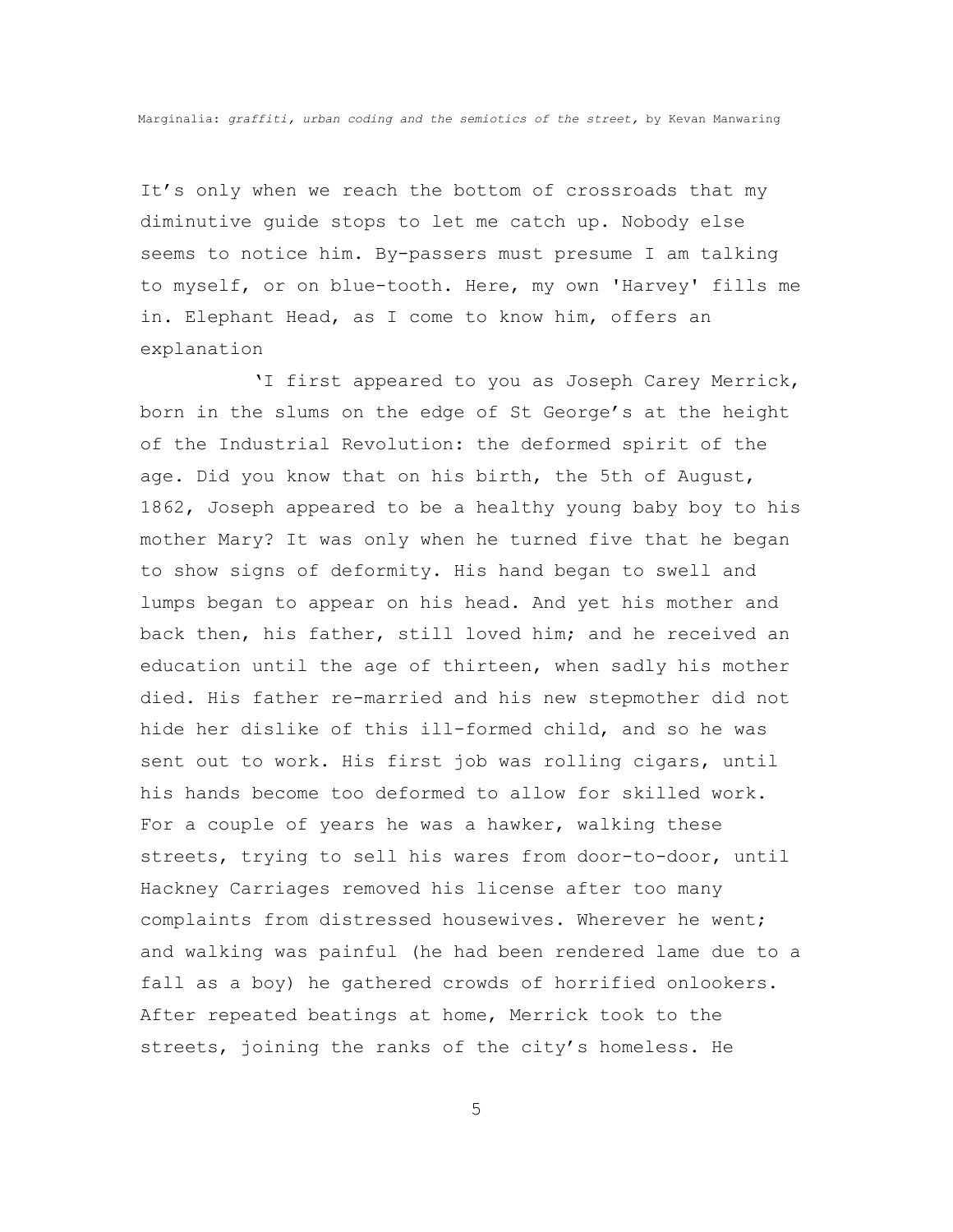It’s only when we reach the bottom of crossroads that my diminutive guide stops to let me catch up. Nobody else seems to notice him. By-passers must presume I am talking to myself, or on blue-tooth. Here, my own 'Harvey' fills me in. Elephant Head, as I come to know him, offers an explanation

‘I first appeared to you as Joseph Carey Merrick, born in the slums on the edge of St George’s at the height of the Industrial Revolution: the deformed spirit of the age. Did you know that on his birth, the 5th of August, 1862, Joseph appeared to be a healthy young baby boy to his mother Mary? It was only when he turned five that he began to show signs of deformity. His hand began to swell and lumps began to appear on his head. And yet his mother and back then, his father, still loved him; and he received an education until the age of thirteen, when sadly his mother died. His father re-married and his new stepmother did not hide her dislike of this ill-formed child, and so he was sent out to work. His first job was rolling cigars, until his hands become too deformed to allow for skilled work. For a couple of years he was a hawker, walking these streets, trying to sell his wares from door-to-door, until Hackney Carriages removed his license after too many complaints from distressed housewives. Wherever he went; and walking was painful (he had been rendered lame due to a fall as a boy) he gathered crowds of horrified onlookers. After repeated beatings at home, Merrick took to the streets, joining the ranks of the city’s homeless. He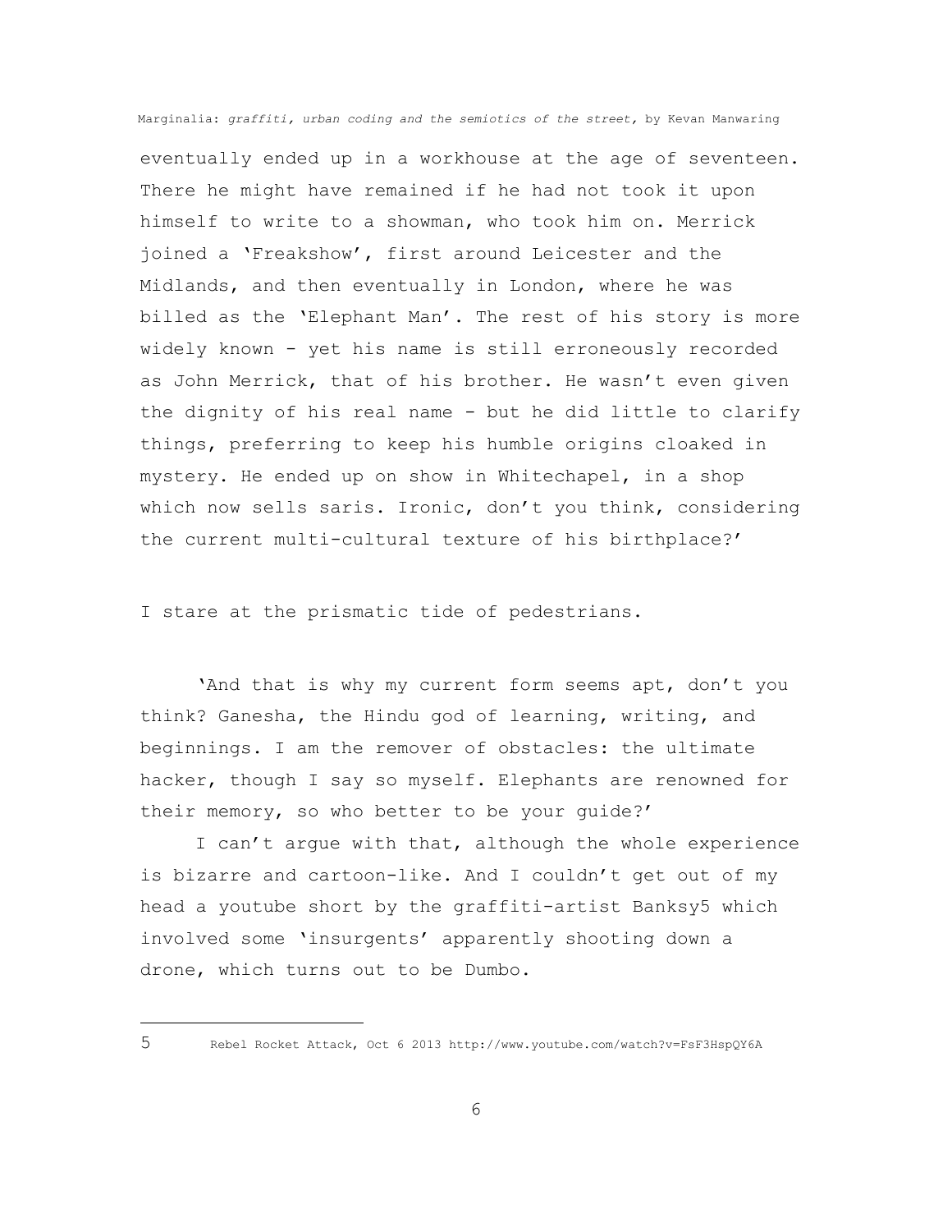eventually ended up in a workhouse at the age of seventeen. There he might have remained if he had not took it upon himself to write to a showman, who took him on. Merrick joined a 'Freakshow', first around Leicester and the Midlands, and then eventually in London, where he was billed as the 'Elephant Man'. The rest of his story is more widely known - yet his name is still erroneously recorded as John Merrick, that of his brother. He wasn't even given the dignity of his real name - but he did little to clarify things, preferring to keep his humble origins cloaked in mystery. He ended up on show in Whitechapel, in a shop which now sells saris. Ironic, don't you think, considering the current multi-cultural texture of his birthplace?'

I stare at the prismatic tide of pedestrians.

'And that is why my current form seems apt, don't you think? Ganesha, the Hindu god of learning, writing, and beginnings. I am the remover of obstacles: the ultimate hacker, though I say so myself. Elephants are renowned for their memory, so who better to be your guide?'

I can't argue with that, although the whole experience is bizarre and cartoon-like. And I couldn't get out of my head a youtube short by the graffiti-artist Banksy[5] which involved some 'insurgents' apparently shooting down a drone, which turns out to be Dumbo.

---

[5] Rebel Rocket Attack, Oct 6 2013 http://www.youtube.com/watch?v=FsF3HspQY6A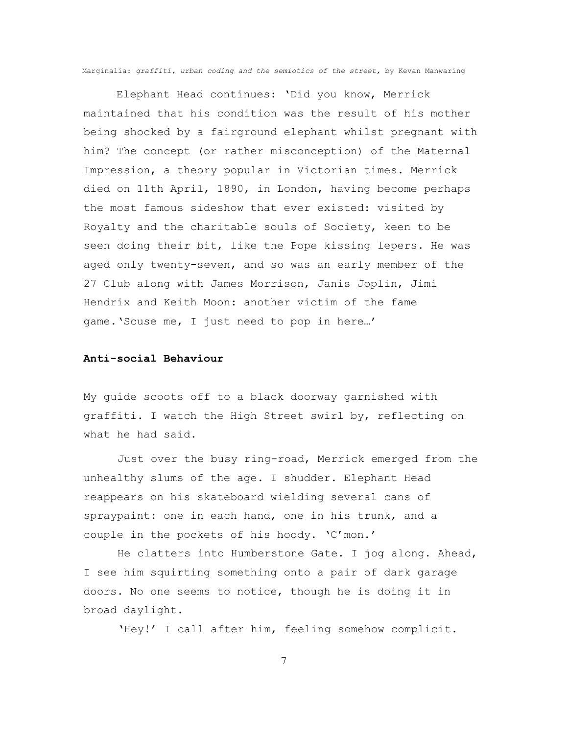Elephant Head continues: 'Did you know, Merrick maintained that his condition was the result of his mother being shocked by a fairground elephant whilst pregnant with him? The concept (or rather misconception) of the Maternal Impression, a theory popular in Victorian times. Merrick died on 11th April, 1890, in London, having become perhaps the most famous sideshow that ever existed: visited by Royalty and the charitable souls of Society, keen to be seen doing their bit, like the Pope kissing lepers. He was aged only twenty-seven, and so was an early member of the 27 Club along with James Morrison, Janis Joplin, Jimi Hendrix and Keith Moon: another victim of the fame game.'Scuse me, I just need to pop in here…'

### **Anti-social Behaviour**

My guide scoots off to a black doorway garnished with graffiti. I watch the High Street swirl by, reflecting on what he had said.

Just over the busy ring-road, Merrick emerged from the unhealthy slums of the age. I shudder. Elephant Head reappears on his skateboard wielding several cans of spraypaint: one in each hand, one in his trunk, and a couple in the pockets of his hoody. 'C'mon.'

He clatters into Humberstone Gate. I jog along. Ahead, I see him squirting something onto a pair of dark garage doors. No one seems to notice, though he is doing it in broad daylight.

'Hey!' I call after him, feeling somehow complicit.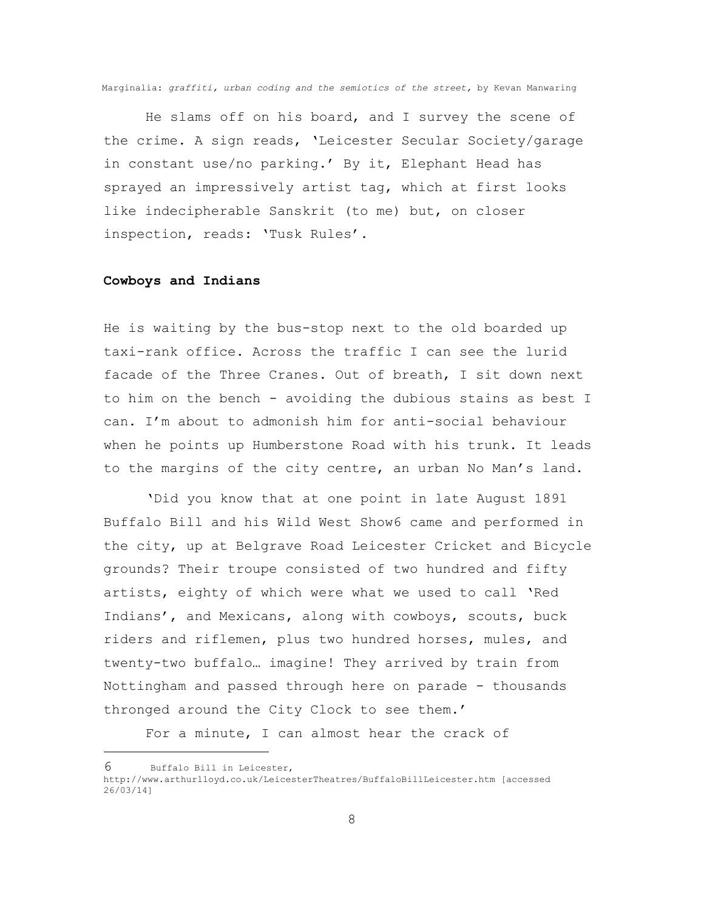He slams off on his board, and I survey the scene of the crime. A sign reads, 'Leicester Secular Society/garage in constant use/no parking.' By it, Elephant Head has sprayed an impressively artist tag, which at first looks like indecipherable Sanskrit (to me) but, on closer inspection, reads: 'Tusk Rules'.

**Cowboys and Indians**

He is waiting by the bus-stop next to the old boarded up taxi-rank office. Across the traffic I can see the lurid facade of the Three Cranes. Out of breath, I sit down next to him on the bench - avoiding the dubious stains as best I can. I'm about to admonish him for anti-social behaviour when he points up Humberstone Road with his trunk. It leads to the margins of the city centre, an urban No Man's land.

'Did you know that at one point in late August 1891 Buffalo Bill and his Wild West Show[6] came and performed in the city, up at Belgrave Road Leicester Cricket and Bicycle grounds? Their troupe consisted of two hundred and fifty artists, eighty of which were what we used to call 'Red Indians', and Mexicans, along with cowboys, scouts, buck riders and riflemen, plus two hundred horses, mules, and twenty-two buffalo… imagine! They arrived by train from Nottingham and passed through here on parade - thousands thronged around the City Clock to see them.'

For a minute, I can almost hear the crack of

---

[6] Buffalo Bill in Leicester, http://www.arthurlloyd.co.uk/LeicesterTheatres/BuffaloBillLeicester.htm [accessed 26/03/14]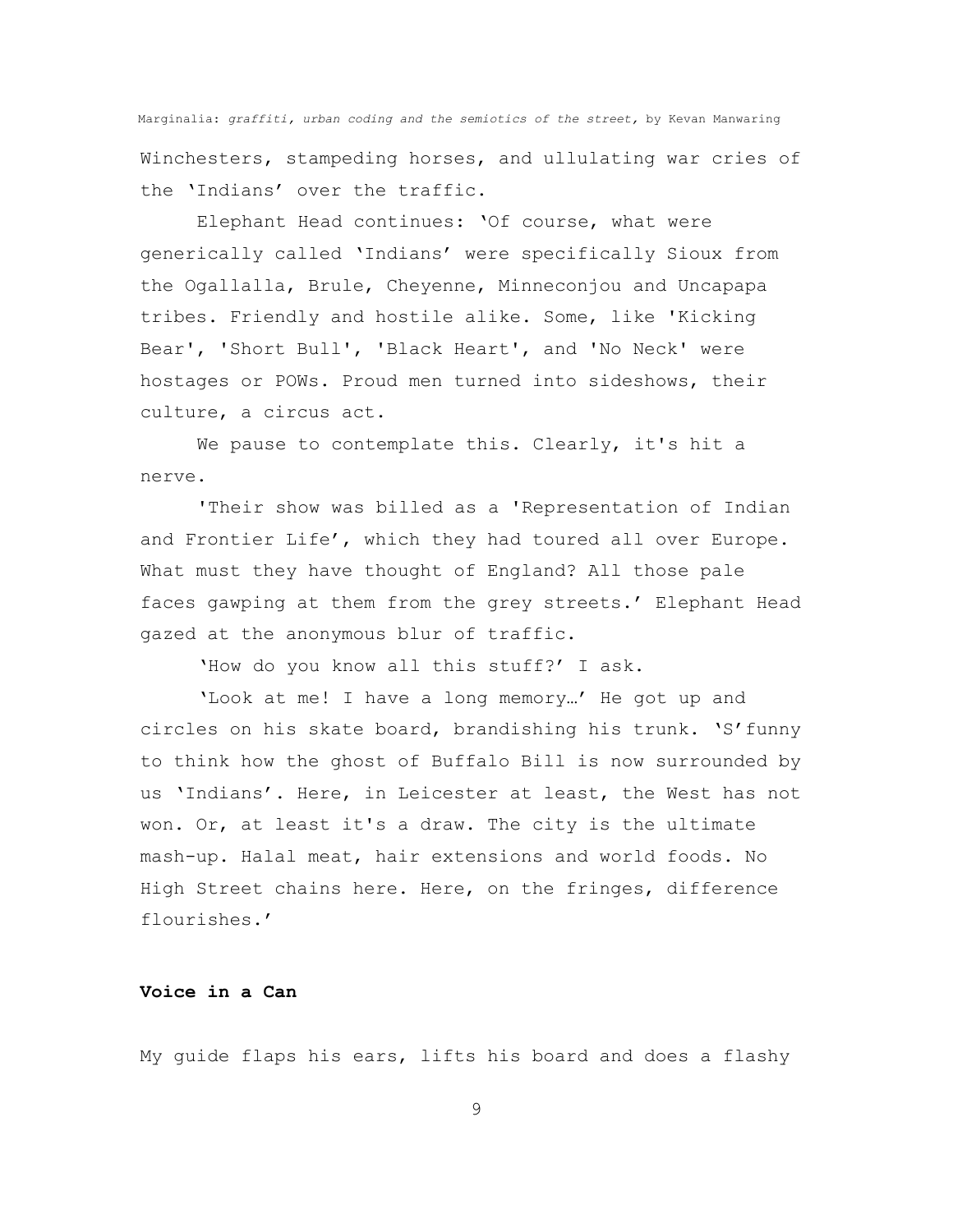Winchesters, stampeding horses, and ullulating war cries of the 'Indians' over the traffic.

Elephant Head continues: 'Of course, what were generically called 'Indians' were specifically Sioux from the Ogallalla, Brule, Cheyenne, Minneconjou and Uncapapa tribes. Friendly and hostile alike. Some, like 'Kicking Bear', 'Short Bull', 'Black Heart', and 'No Neck' were hostages or POWs. Proud men turned into sideshows, their culture, a circus act.

We pause to contemplate this. Clearly, it's hit a nerve.

'Their show was billed as a 'Representation of Indian and Frontier Life', which they had toured all over Europe. What must they have thought of England? All those pale faces gawping at them from the grey streets.' Elephant Head gazed at the anonymous blur of traffic.

'How do you know all this stuff?' I ask.

'Look at me! I have a long memory…' He got up and circles on his skate board, brandishing his trunk. 'S'funny to think how the ghost of Buffalo Bill is now surrounded by us 'Indians'. Here, in Leicester at least, the West has not won. Or, at least it's a draw. The city is the ultimate mash-up. Halal meat, hair extensions and world foods. No High Street chains here. Here, on the fringes, difference flourishes.'

**Voice in a Can**

My guide flaps his ears, lifts his board and does a flashy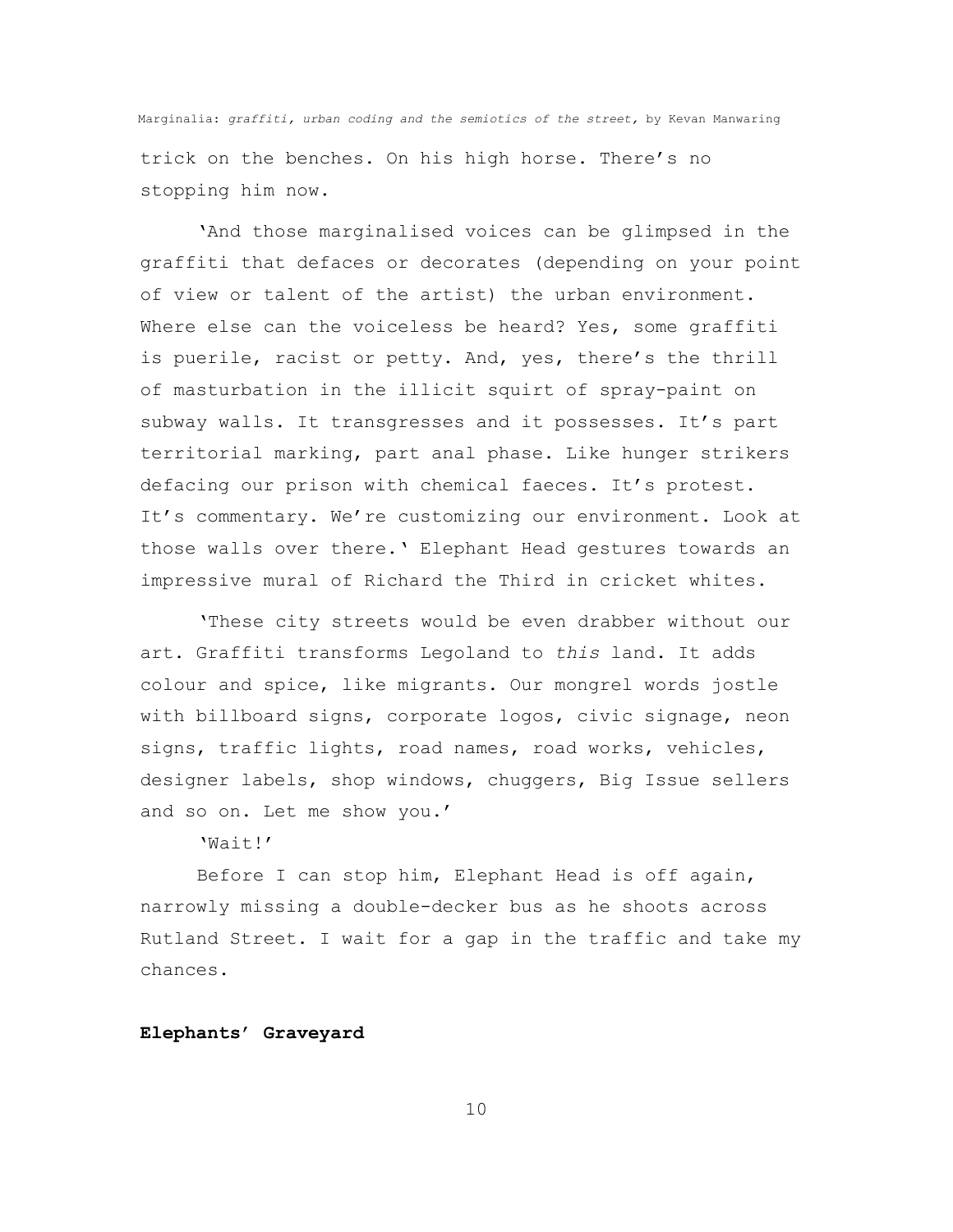trick on the benches. On his high horse. There's no stopping him now.

'And those marginalised voices can be glimpsed in the graffiti that defaces or decorates (depending on your point of view or talent of the artist) the urban environment. Where else can the voiceless be heard? Yes, some graffiti is puerile, racist or petty. And, yes, there's the thrill of masturbation in the illicit squirt of spray-paint on subway walls. It transgresses and it possesses. It's part territorial marking, part anal phase. Like hunger strikers defacing our prison with chemical faeces. It's protest. It's commentary. We're customizing our environment. Look at those walls over there.' Elephant Head gestures towards an impressive mural of Richard the Third in cricket whites.

'These city streets would be even drabber without our art. Graffiti transforms Legoland to *this* land. It adds colour and spice, like migrants. Our mongrel words jostle with billboard signs, corporate logos, civic signage, neon signs, traffic lights, road names, road works, vehicles, designer labels, shop windows, chuggers, Big Issue sellers and so on. Let me show you.'

'Wait!'

Before I can stop him, Elephant Head is off again, narrowly missing a double-decker bus as he shoots across Rutland Street. I wait for a gap in the traffic and take my chances.

**Elephants' Graveyard**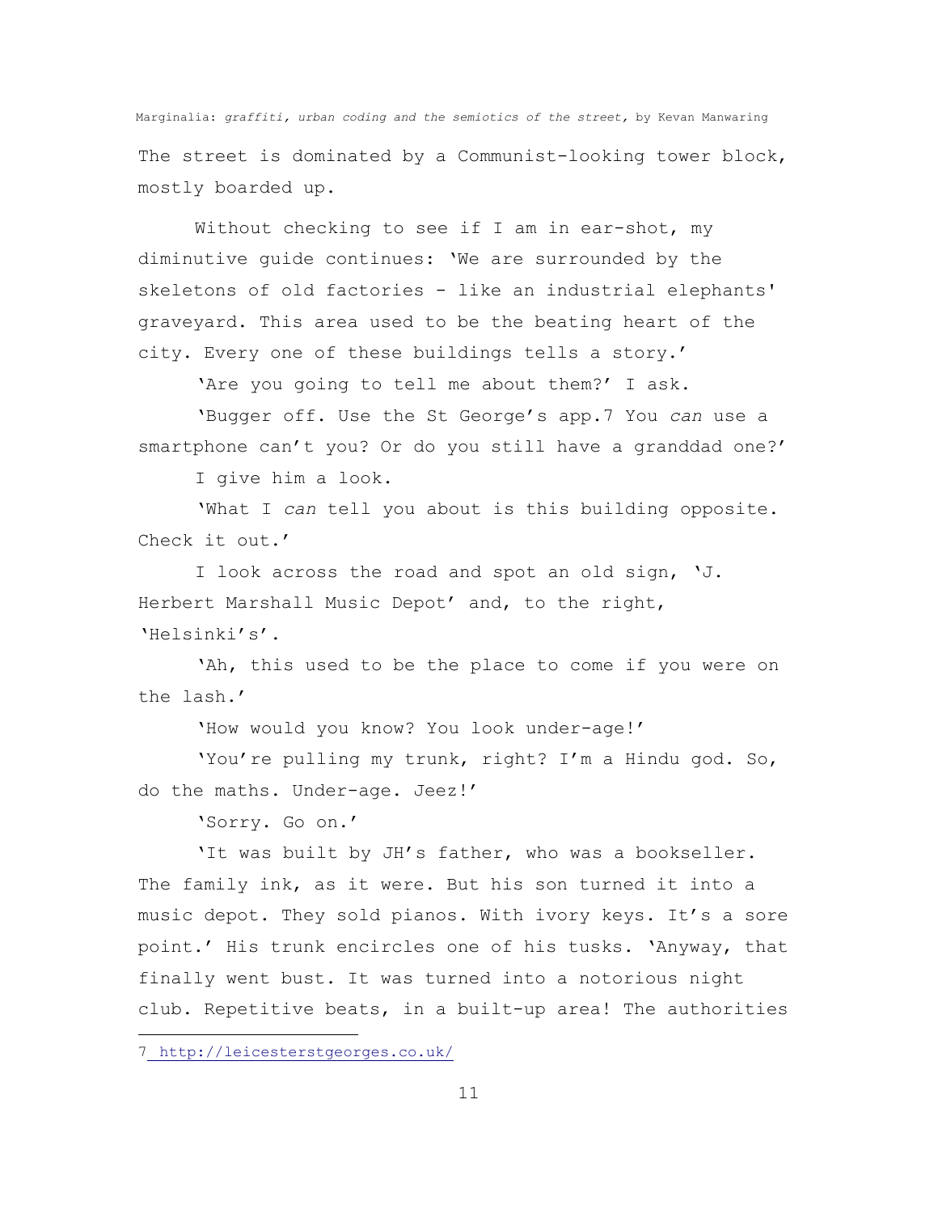The street is dominated by a Communist-looking tower block, mostly boarded up.

Without checking to see if I am in ear-shot, my diminutive guide continues: 'We are surrounded by the skeletons of old factories - like an industrial elephants' graveyard. This area used to be the beating heart of the city. Every one of these buildings tells a story.'

'Are you going to tell me about them?' I ask.

'Bugger off. Use the St George's app.[7] You *can* use a smartphone can't you? Or do you still have a granddad one?'

I give him a look.

'What I *can* tell you about is this building opposite. Check it out.'

I look across the road and spot an old sign, 'J. Herbert Marshall Music Depot' and, to the right, 'Helsinki's'.

'Ah, this used to be the place to come if you were on the lash.'

'How would you know? You look under-age!'

'You're pulling my trunk, right? I'm a Hindu god. So, do the maths. Under-age. Jeez!'

'Sorry. Go on.'

'It was built by JH's father, who was a bookseller. The family ink, as it were. But his son turned it into a music depot. They sold pianos. With ivory keys. It's a sore point.' His trunk encircles one of his tusks. 'Anyway, that finally went bust. It was turned into a notorious night club. Repetitive beats, in a built-up area! The authorities

---

[7] http://leicesterstgeorges.co.uk/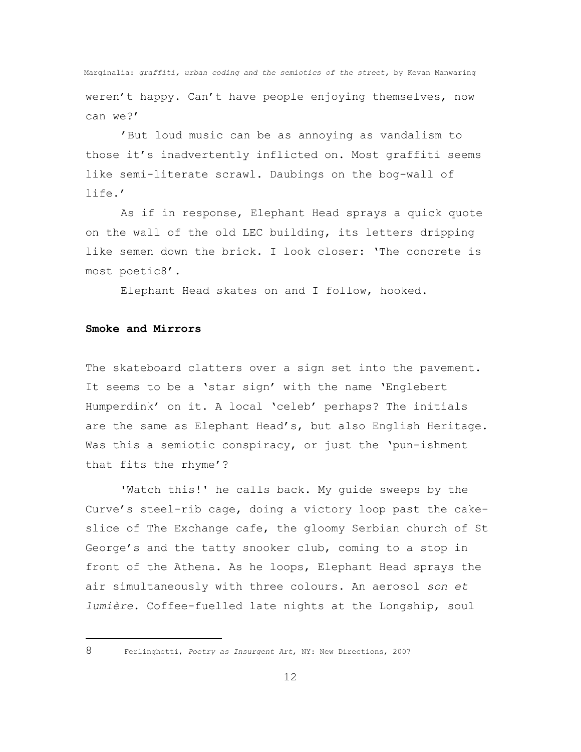weren't happy. Can't have people enjoying themselves, now can we?'

'But loud music can be as annoying as vandalism to those it's inadvertently inflicted on. Most graffiti seems like semi-literate scrawl. Daubings on the bog-wall of life.'

As if in response, Elephant Head sprays a quick quote on the wall of the old LEC building, its letters dripping like semen down the brick. I look closer: 'The concrete is most poetic[8]'.

Elephant Head skates on and I follow, hooked.

**Smoke and Mirrors**

The skateboard clatters over a sign set into the pavement. It seems to be a 'star sign' with the name 'Englebert Humperdink' on it. A local 'celeb' perhaps? The initials are the same as Elephant Head's, but also English Heritage. Was this a semiotic conspiracy, or just the 'pun-ishment that fits the rhyme'?

'Watch this!' he calls back. My guide sweeps by the Curve's steel-rib cage, doing a victory loop past the cake-slice of The Exchange cafe, the gloomy Serbian church of St George's and the tatty snooker club, coming to a stop in front of the Athena. As he loops, Elephant Head sprays the air simultaneously with three colours. An aerosol *son et lumière*. Coffee-fuelled late nights at the Longship, soul

---

8 Ferlinghetti, *Poetry as Insurgent Art*, NY: New Directions, 2007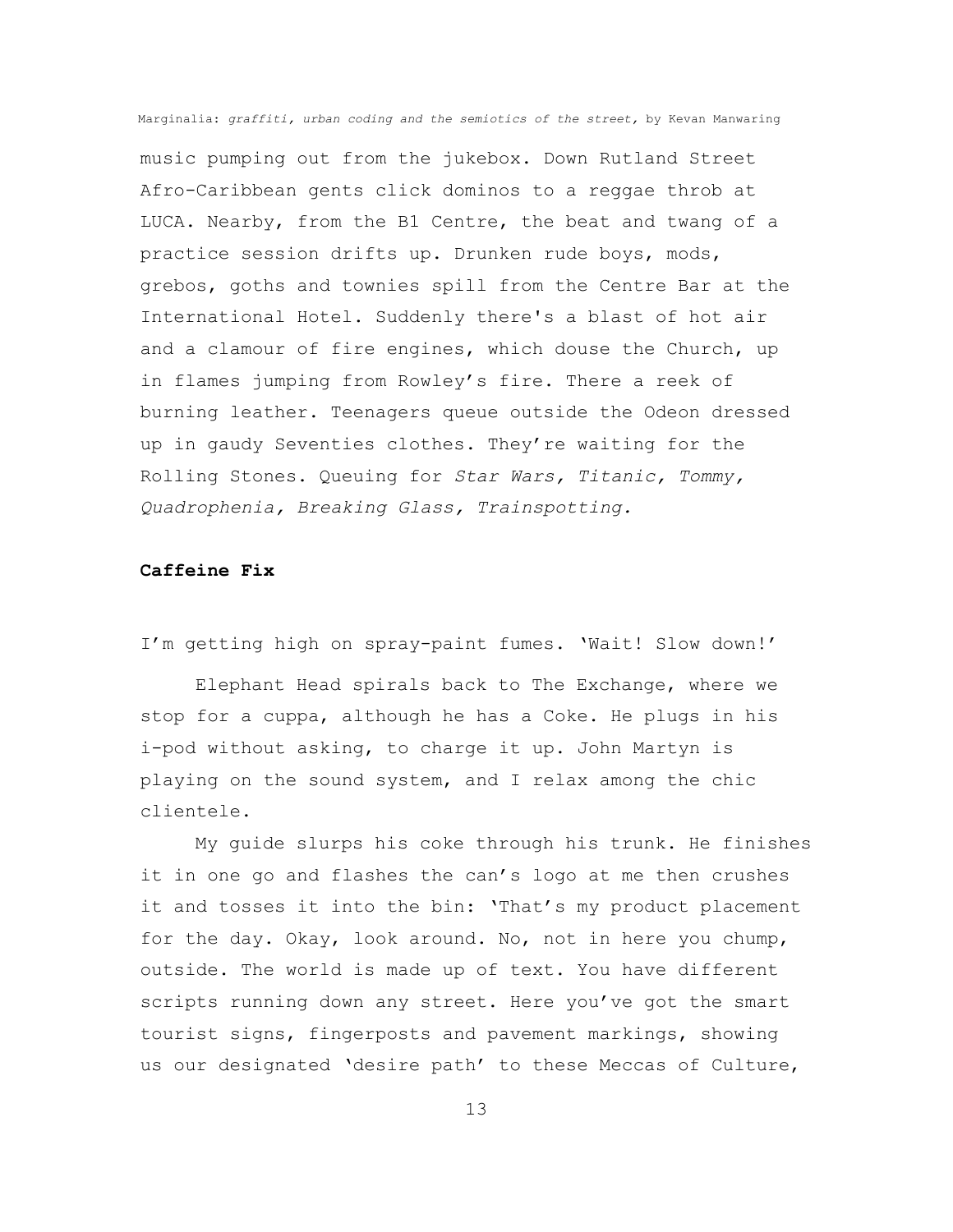music pumping out from the jukebox. Down Rutland Street Afro-Caribbean gents click dominos to a reggae throb at LUCA. Nearby, from the B1 Centre, the beat and twang of a practice session drifts up. Drunken rude boys, mods, grebos, goths and townies spill from the Centre Bar at the International Hotel. Suddenly there's a blast of hot air and a clamour of fire engines, which douse the Church, up in flames jumping from Rowley's fire. There a reek of burning leather. Teenagers queue outside the Odeon dressed up in gaudy Seventies clothes. They're waiting for the Rolling Stones. Queuing for *Star Wars, Titanic, Tommy, Quadrophenia, Breaking Glass, Trainspotting.*

**Caffeine Fix**

I'm getting high on spray-paint fumes. 'Wait! Slow down!'

Elephant Head spirals back to The Exchange, where we stop for a cuppa, although he has a Coke. He plugs in his i-pod without asking, to charge it up. John Martyn is playing on the sound system, and I relax among the chic clientele.

My guide slurps his coke through his trunk. He finishes it in one go and flashes the can's logo at me then crushes it and tosses it into the bin: 'That's my product placement for the day. Okay, look around. No, not in here you chump, outside. The world is made up of text. You have different scripts running down any street. Here you've got the smart tourist signs, fingerposts and pavement markings, showing us our designated 'desire path' to these Meccas of Culture,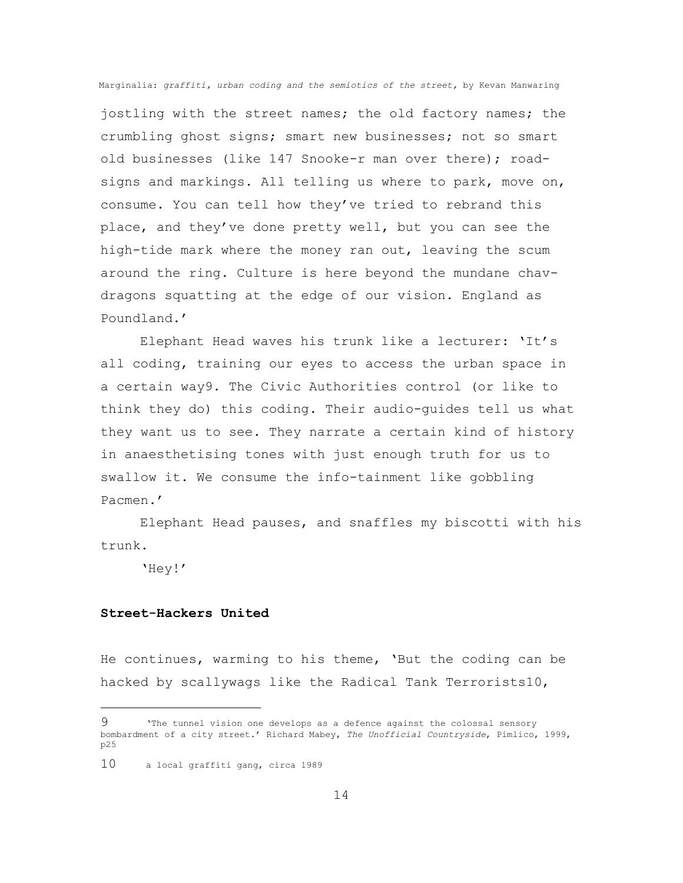jostling with the street names; the old factory names; the crumbling ghost signs; smart new businesses; not so smart old businesses (like 147 Snooke-r man over there); road-signs and markings. All telling us where to park, move on, consume. You can tell how they've tried to rebrand this place, and they've done pretty well, but you can see the high-tide mark where the money ran out, leaving the scum around the ring. Culture is here beyond the mundane chav-dragons squatting at the edge of our vision. England as Poundland.'

Elephant Head waves his trunk like a lecturer: 'It's all coding, training our eyes to access the urban space in a certain way[9]. The Civic Authorities control (or like to think they do) this coding. Their audio-guides tell us what they want us to see. They narrate a certain kind of history in anaesthetising tones with just enough truth for us to swallow it. We consume the info-tainment like gobbling Pacmen.'

Elephant Head pauses, and snaffles my biscotti with his trunk.

'Hey!'

**Street-Hackers United**

He continues, warming to his theme, 'But the coding can be hacked by scallywags like the Radical Tank Terrorists[10],

---

[9] 'The tunnel vision one develops as a defence against the colossal sensory bombardment of a city street.' Richard Mabey, *The Unofficial Countryside*, Pimlico, 1999, p25

[10] a local graffiti gang, circa 1989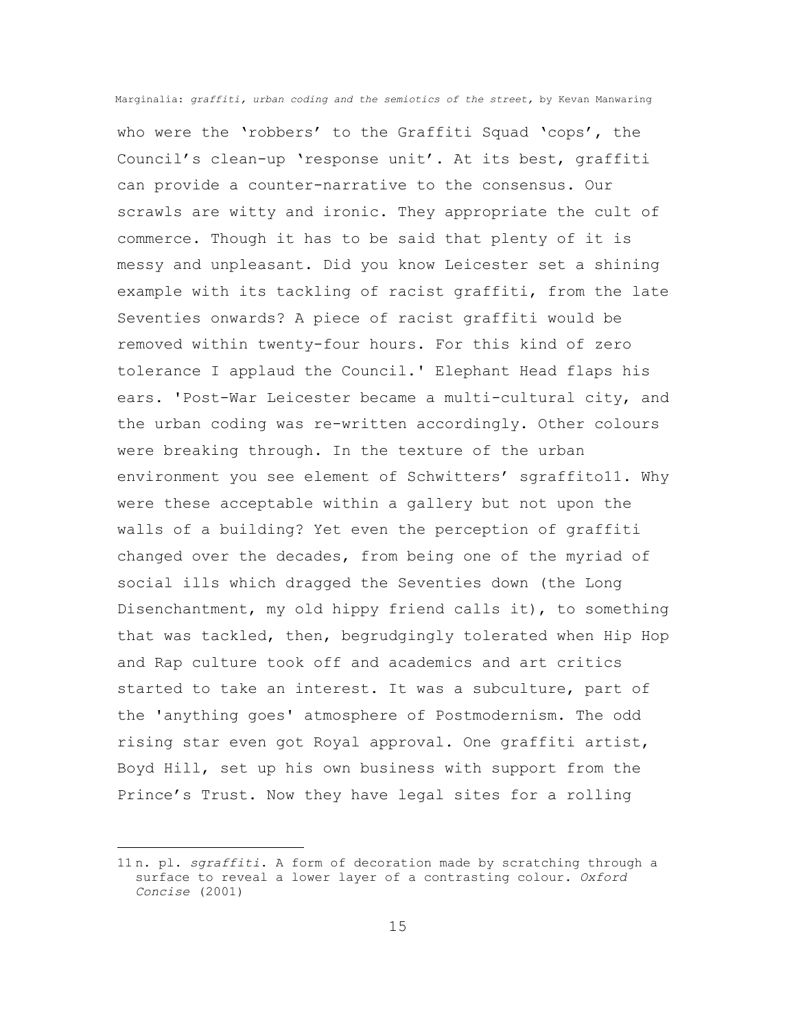who were the 'robbers' to the Graffiti Squad 'cops', the Council's clean-up 'response unit'. At its best, graffiti can provide a counter-narrative to the consensus. Our scrawls are witty and ironic. They appropriate the cult of commerce. Though it has to be said that plenty of it is messy and unpleasant. Did you know Leicester set a shining example with its tackling of racist graffiti, from the late Seventies onwards? A piece of racist graffiti would be removed within twenty-four hours. For this kind of zero tolerance I applaud the Council.' Elephant Head flaps his ears. 'Post-War Leicester became a multi-cultural city, and the urban coding was re-written accordingly. Other colours were breaking through. In the texture of the urban environment you see element of Schwitters' sgraffito[11]. Why were these acceptable within a gallery but not upon the walls of a building? Yet even the perception of graffiti changed over the decades, from being one of the myriad of social ills which dragged the Seventies down (the Long Disenchantment, my old hippy friend calls it), to something that was tackled, then, begrudgingly tolerated when Hip Hop and Rap culture took off and academics and art critics started to take an interest. It was a subculture, part of the 'anything goes' atmosphere of Postmodernism. The odd rising star even got Royal approval. One graffiti artist, Boyd Hill, set up his own business with support from the Prince's Trust. Now they have legal sites for a rolling

---

[11] n. pl. *sgraffiti*. A form of decoration made by scratching through a surface to reveal a lower layer of a contrasting colour. *Oxford Concise* (2001)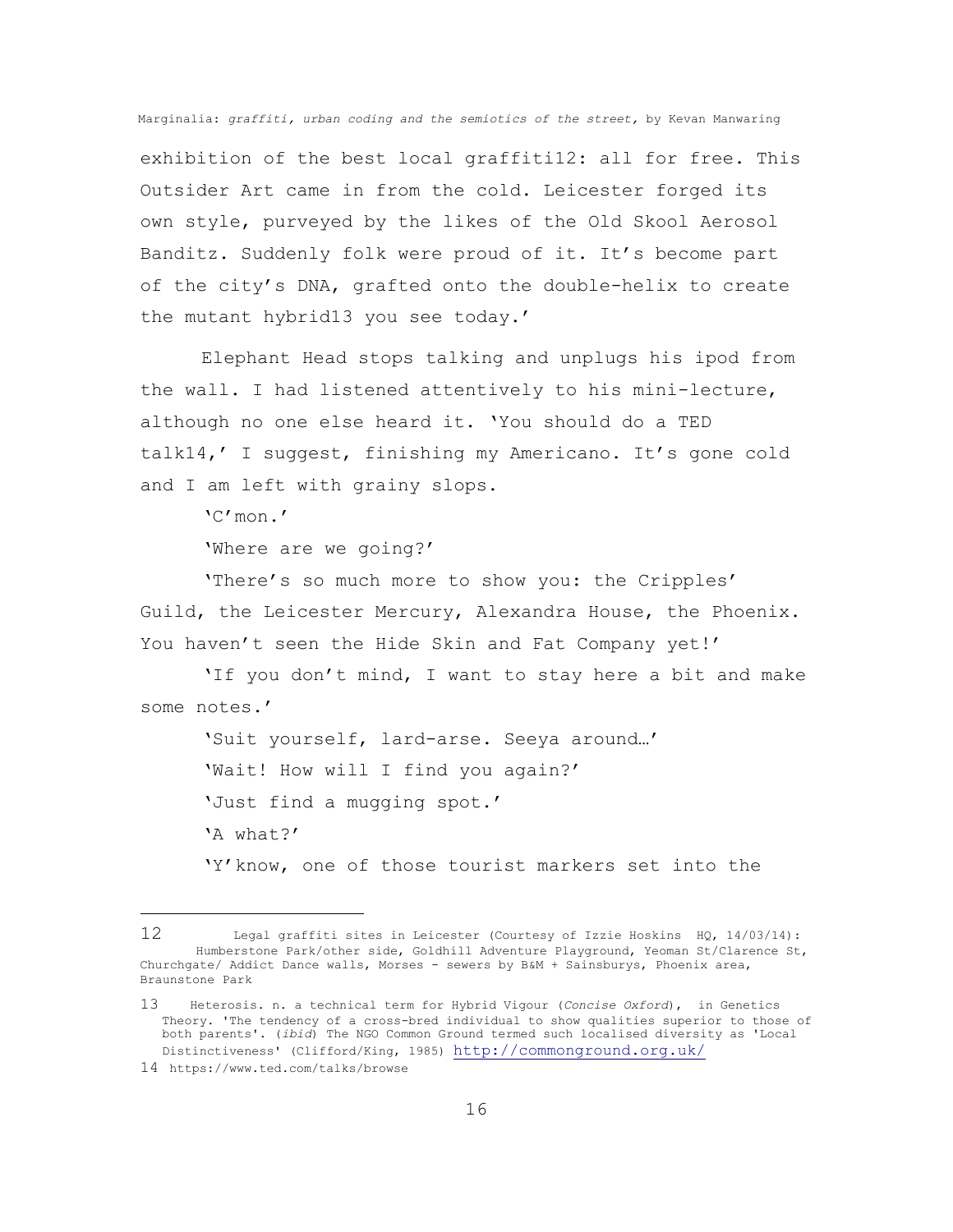exhibition of the best local graffiti[12]: all for free. This Outsider Art came in from the cold. Leicester forged its own style, purveyed by the likes of the Old Skool Aerosol Banditz. Suddenly folk were proud of it. It's become part of the city's DNA, grafted onto the double-helix to create the mutant hybrid[13] you see today.'

Elephant Head stops talking and unplugs his ipod from the wall. I had listened attentively to his mini-lecture, although no one else heard it. 'You should do a TED talk[14],' I suggest, finishing my Americano. It's gone cold and I am left with grainy slops.

'C'mon.'

'Where are we going?'

'There's so much more to show you: the Cripples' Guild, the Leicester Mercury, Alexandra House, the Phoenix. You haven't seen the Hide Skin and Fat Company yet!'

'If you don't mind, I want to stay here a bit and make some notes.'

'Suit yourself, lard-arse. Seeya around…'

'Wait! How will I find you again?'

'Just find a mugging spot.'

'A what?'

'Y'know, one of those tourist markers set into the

---

12 Legal graffiti sites in Leicester (Courtesy of Izzie Hoskins HQ, 14/03/14): Humberstone Park/other side, Goldhill Adventure Playground, Yeoman St/Clarence St, Churchgate/ Addict Dance walls, Morses - sewers by B&M + Sainsburys, Phoenix area, Braunstone Park

13 Heterosis. n. a technical term for Hybrid Vigour (*Concise Oxford*), in Genetics Theory. 'The tendency of a cross-bred individual to show qualities superior to those of both parents'. (*ibid*) The NGO Common Ground termed such localised diversity as 'Local Distinctiveness' (Clifford/King, 1985) http://commonground.org.uk/

14 https://www.ted.com/talks/browse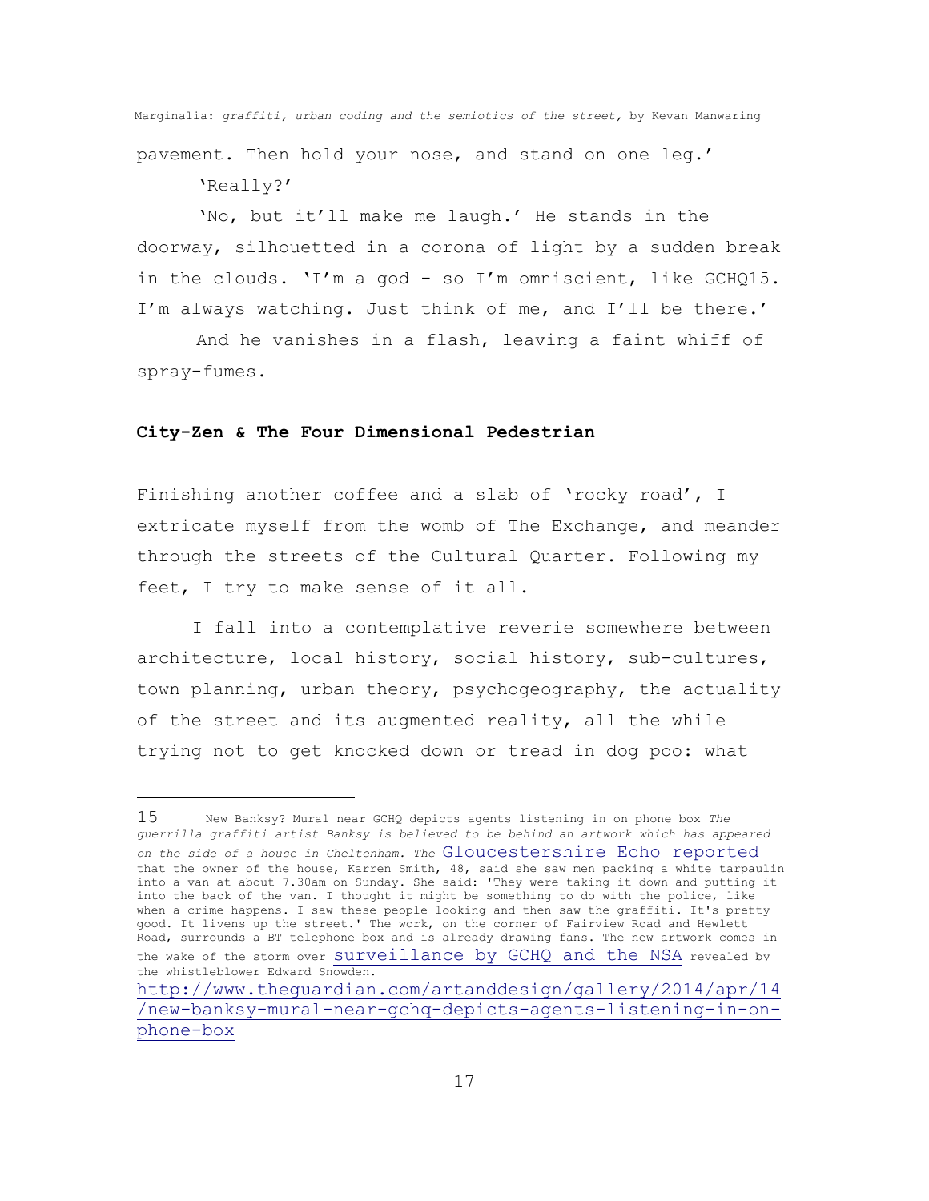pavement. Then hold your nose, and stand on one leg.'

'Really?'

'No, but it'll make me laugh.' He stands in the doorway, silhouetted in a corona of light by a sudden break in the clouds. 'I'm a god - so I'm omniscient, like GCHQ[15]. I'm always watching. Just think of me, and I'll be there.'

And he vanishes in a flash, leaving a faint whiff of spray-fumes.

**City-Zen & The Four Dimensional Pedestrian**

Finishing another coffee and a slab of 'rocky road', I extricate myself from the womb of The Exchange, and meander through the streets of the Cultural Quarter. Following my feet, I try to make sense of it all.

I fall into a contemplative reverie somewhere between architecture, local history, social history, sub-cultures, town planning, urban theory, psychogeography, the actuality of the street and its augmented reality, all the while trying not to get knocked down or tread in dog poo: what

---

15 New Banksy? Mural near GCHQ depicts agents listening in on phone box *The guerrilla graffiti artist Banksy is believed to be behind an artwork which has appeared on the side of a house in Cheltenham. The* Gloucestershire Echo reported that the owner of the house, Karren Smith, 48, said she saw men packing a white tarpaulin into a van at about 7.30am on Sunday. She said: 'They were taking it down and putting it into the back of the van. I thought it might be something to do with the police, like when a crime happens. I saw these people looking and then saw the graffiti. It's pretty good. It livens up the street.' The work, on the corner of Fairview Road and Hewlett Road, surrounds a BT telephone box and is already drawing fans. The new artwork comes in the wake of the storm over surveillance by GCHQ and the NSA revealed by the whistleblower Edward Snowden.
http://www.theguardian.com/artanddesign/gallery/2014/apr/14/new-banksy-mural-near-gchq-depicts-agents-listening-in-on-phone-box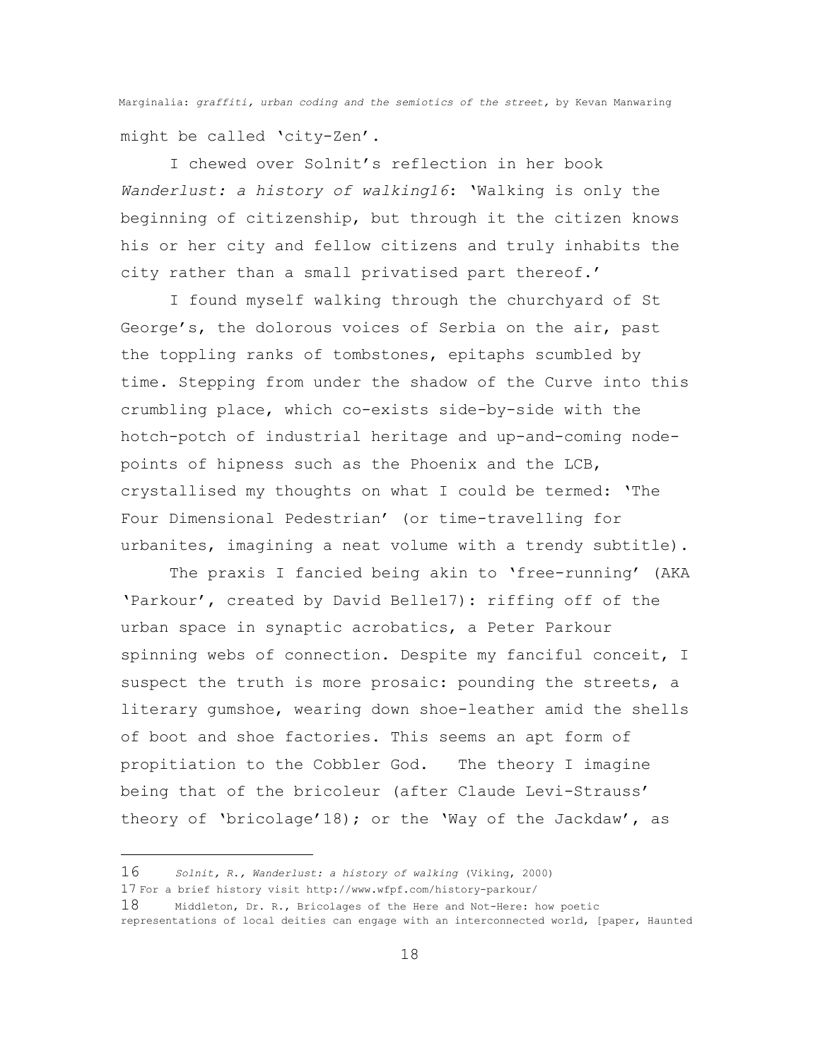might be called 'city-Zen'.

I chewed over Solnit's reflection in her book *Wanderlust: a history of walking*[16]: 'Walking is only the beginning of citizenship, but through it the citizen knows his or her city and fellow citizens and truly inhabits the city rather than a small privatised part thereof.'

I found myself walking through the churchyard of St George's, the dolorous voices of Serbia on the air, past the toppling ranks of tombstones, epitaphs scumbled by time. Stepping from under the shadow of the Curve into this crumbling place, which co-exists side-by-side with the hotch-potch of industrial heritage and up-and-coming node-points of hipness such as the Phoenix and the LCB, crystallised my thoughts on what I could be termed: 'The Four Dimensional Pedestrian' (or time-travelling for urbanites, imagining a neat volume with a trendy subtitle).

The praxis I fancied being akin to 'free-running' (AKA 'Parkour', created by David Belle[17]): riffing off of the urban space in synaptic acrobatics, a Peter Parkour spinning webs of connection. Despite my fanciful conceit, I suspect the truth is more prosaic: pounding the streets, a literary gumshoe, wearing down shoe-leather amid the shells of boot and shoe factories. This seems an apt form of propitiation to the Cobbler God. The theory I imagine being that of the bricoleur (after Claude Levi-Strauss' theory of 'bricolage'[18]); or the 'Way of the Jackdaw', as

---

16 *Solnit, R., Wanderlust: a history of walking* (Viking, 2000)

17 For a brief history visit http://www.wfpf.com/history-parkour/

18 Middleton, Dr. R., Bricolages of the Here and Not-Here: how poetic representations of local deities can engage with an interconnected world, [paper, Haunted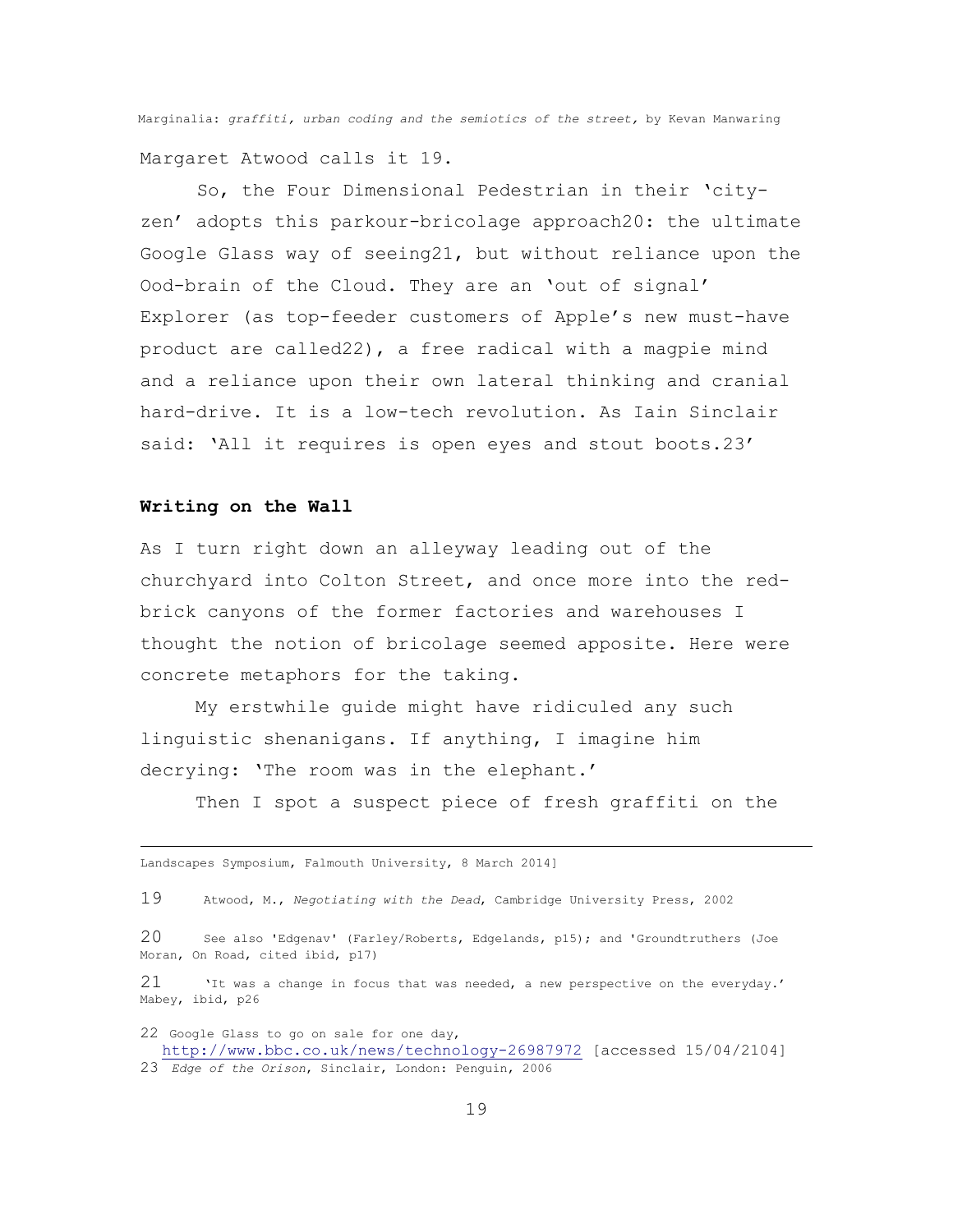Margaret Atwood calls it [19].

So, the Four Dimensional Pedestrian in their 'city-zen' adopts this parkour-bricolage approach[20]: the ultimate Google Glass way of seeing[21], but without reliance upon the Ood-brain of the Cloud. They are an 'out of signal' Explorer (as top-feeder customers of Apple's new must-have product are called[22]), a free radical with a magpie mind and a reliance upon their own lateral thinking and cranial hard-drive. It is a low-tech revolution. As Iain Sinclair said: 'All it requires is open eyes and stout boots.[23]'

**Writing on the Wall**

As I turn right down an alleyway leading out of the churchyard into Colton Street, and once more into the red-brick canyons of the former factories and warehouses I thought the notion of bricolage seemed apposite. Here were concrete metaphors for the taking.

My erstwhile guide might have ridiculed any such linguistic shenanigans. If anything, I imagine him decrying: 'The room was in the elephant.'

Then I spot a suspect piece of fresh graffiti on the

---

Landscapes Symposium, Falmouth University, 8 March 2014]

19 Atwood, M., *Negotiating with the Dead*, Cambridge University Press, 2002

20 See also 'Edgenav' (Farley/Roberts, Edgelands, p15); and 'Groundtruthers (Joe Moran, On Road, cited ibid, p17)

21 'It was a change in focus that was needed, a new perspective on the everyday.' Mabey, ibid, p26

22 Google Glass to go on sale for one day, http://www.bbc.co.uk/news/technology-26987972 [accessed 15/04/2104]

23 *Edge of the Orison*, Sinclair, London: Penguin, 2006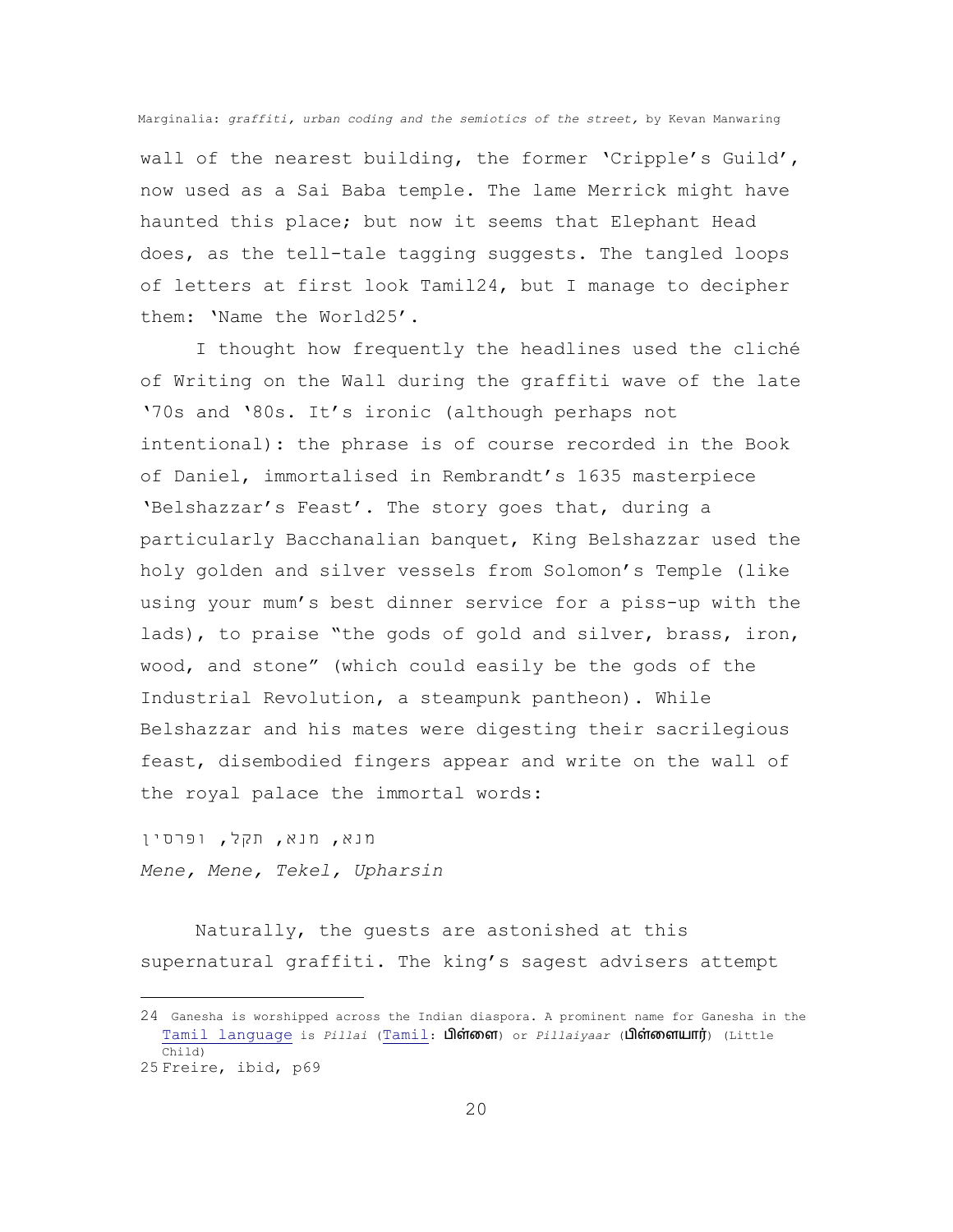wall of the nearest building, the former 'Cripple's Guild', now used as a Sai Baba temple. The lame Merrick might have haunted this place; but now it seems that Elephant Head does, as the tell-tale tagging suggests. The tangled loops of letters at first look Tamil[24], but I manage to decipher them: 'Name the World[25]'.

I thought how frequently the headlines used the cliché of Writing on the Wall during the graffiti wave of the late '70s and '80s. It's ironic (although perhaps not intentional): the phrase is of course recorded in the Book of Daniel, immortalised in Rembrandt's 1635 masterpiece 'Belshazzar's Feast'. The story goes that, during a particularly Bacchanalian banquet, King Belshazzar used the holy golden and silver vessels from Solomon's Temple (like using your mum's best dinner service for a piss-up with the lads), to praise "the gods of gold and silver, brass, iron, wood, and stone" (which could easily be the gods of the Industrial Revolution, a steampunk pantheon). While Belshazzar and his mates were digesting their sacrilegious feast, disembodied fingers appear and write on the wall of the royal palace the immortal words:

מנא, מנא, תקל, ופרסין

*Mene, Mene, Tekel, Upharsin*

Naturally, the guests are astonished at this supernatural graffiti. The king's sagest advisers attempt

---

24 Ganesha is worshipped across the Indian diaspora. A prominent name for Ganesha in the Tamil language is *Pillai* (Tamil: **பிள்ளை**) or *Pillaiyaar* (**பிள்ளையார்**) (Little Child)

25 Freire, ibid, p69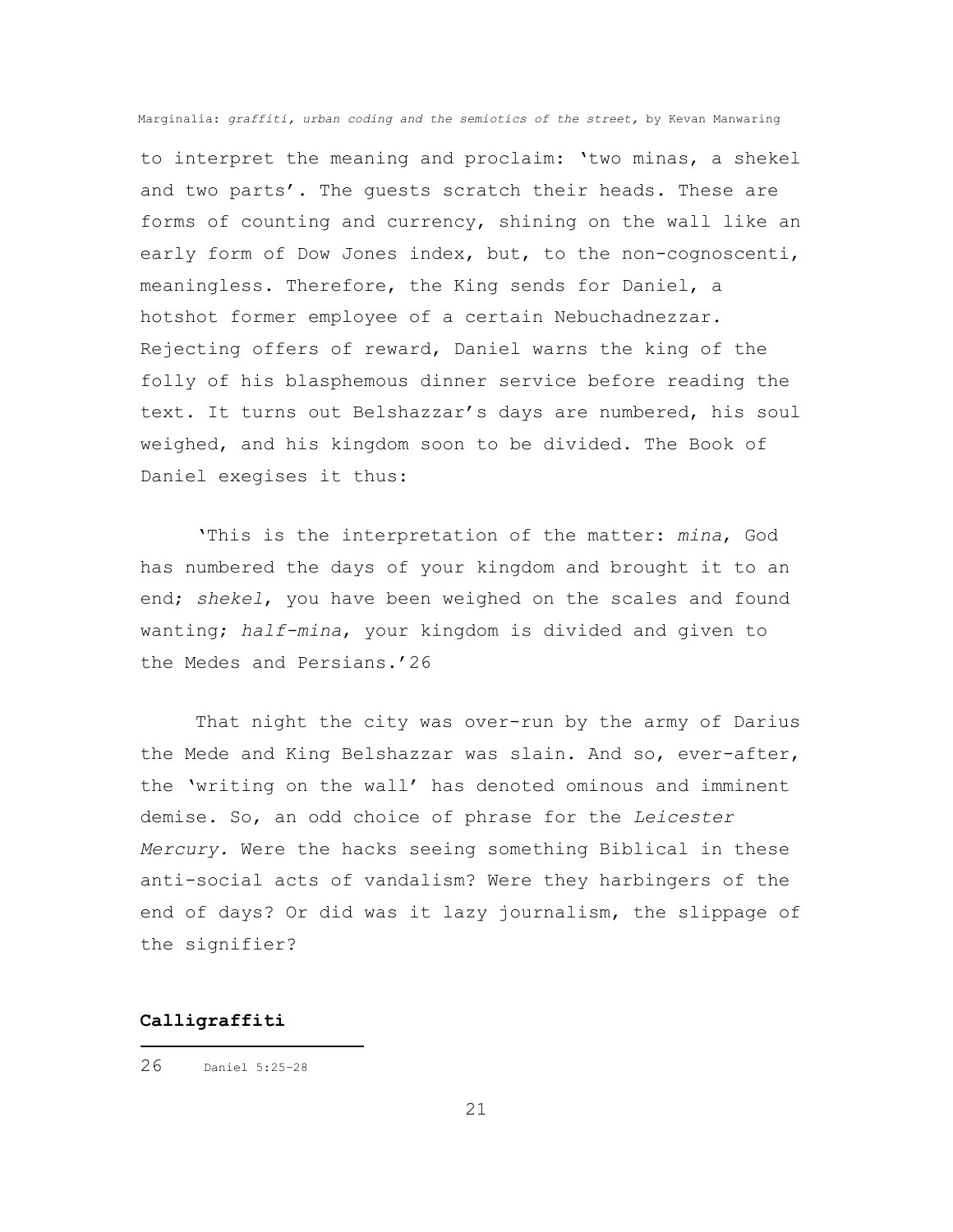to interpret the meaning and proclaim: 'two minas, a shekel and two parts'. The guests scratch their heads. These are forms of counting and currency, shining on the wall like an early form of Dow Jones index, but, to the non-cognoscenti, meaningless. Therefore, the King sends for Daniel, a hotshot former employee of a certain Nebuchadnezzar. Rejecting offers of reward, Daniel warns the king of the folly of his blasphemous dinner service before reading the text. It turns out Belshazzar's days are numbered, his soul weighed, and his kingdom soon to be divided. The Book of Daniel exegises it thus:

> 'This is the interpretation of the matter: *mina*, God has numbered the days of your kingdom and brought it to an end; *shekel*, you have been weighed on the scales and found wanting; *half-mina*, your kingdom is divided and given to the Medes and Persians.'[26]

That night the city was over-run by the army of Darius the Mede and King Belshazzar was slain. And so, ever-after, the 'writing on the wall' has denoted ominous and imminent demise. So, an odd choice of phrase for the *Leicester Mercury.* Were the hacks seeing something Biblical in these anti-social acts of vandalism? Were they harbingers of the end of days? Or did was it lazy journalism, the slippage of the signifier?

## Calligraffiti

---

26 Daniel 5:25-28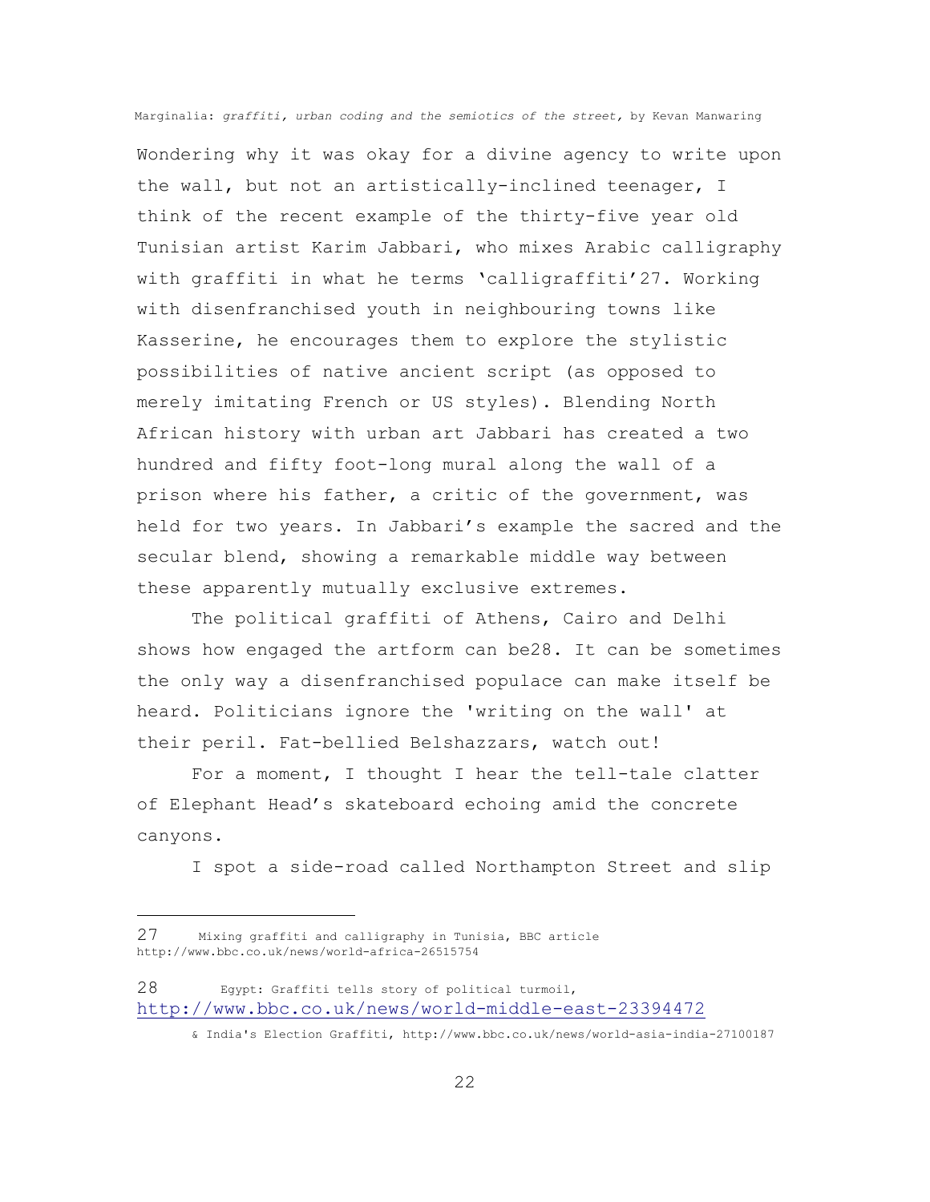Wondering why it was okay for a divine agency to write upon the wall, but not an artistically-inclined teenager, I think of the recent example of the thirty-five year old Tunisian artist Karim Jabbari, who mixes Arabic calligraphy with graffiti in what he terms 'calligraffiti'[27]. Working with disenfranchised youth in neighbouring towns like Kasserine, he encourages them to explore the stylistic possibilities of native ancient script (as opposed to merely imitating French or US styles). Blending North African history with urban art Jabbari has created a two hundred and fifty foot-long mural along the wall of a prison where his father, a critic of the government, was held for two years. In Jabbari's example the sacred and the secular blend, showing a remarkable middle way between these apparently mutually exclusive extremes.

The political graffiti of Athens, Cairo and Delhi shows how engaged the artform can be[28]. It can be sometimes the only way a disenfranchised populace can make itself be heard. Politicians ignore the 'writing on the wall' at their peril. Fat-bellied Belshazzars, watch out!

For a moment, I thought I hear the tell-tale clatter of Elephant Head's skateboard echoing amid the concrete canyons.

I spot a side-road called Northampton Street and slip

---

27 Mixing graffiti and calligraphy in Tunisia, BBC article http://www.bbc.co.uk/news/world-africa-26515754

28 Egypt: Graffiti tells story of political turmoil, http://www.bbc.co.uk/news/world-middle-east-23394472

& India's Election Graffiti, http://www.bbc.co.uk/news/world-asia-india-27100187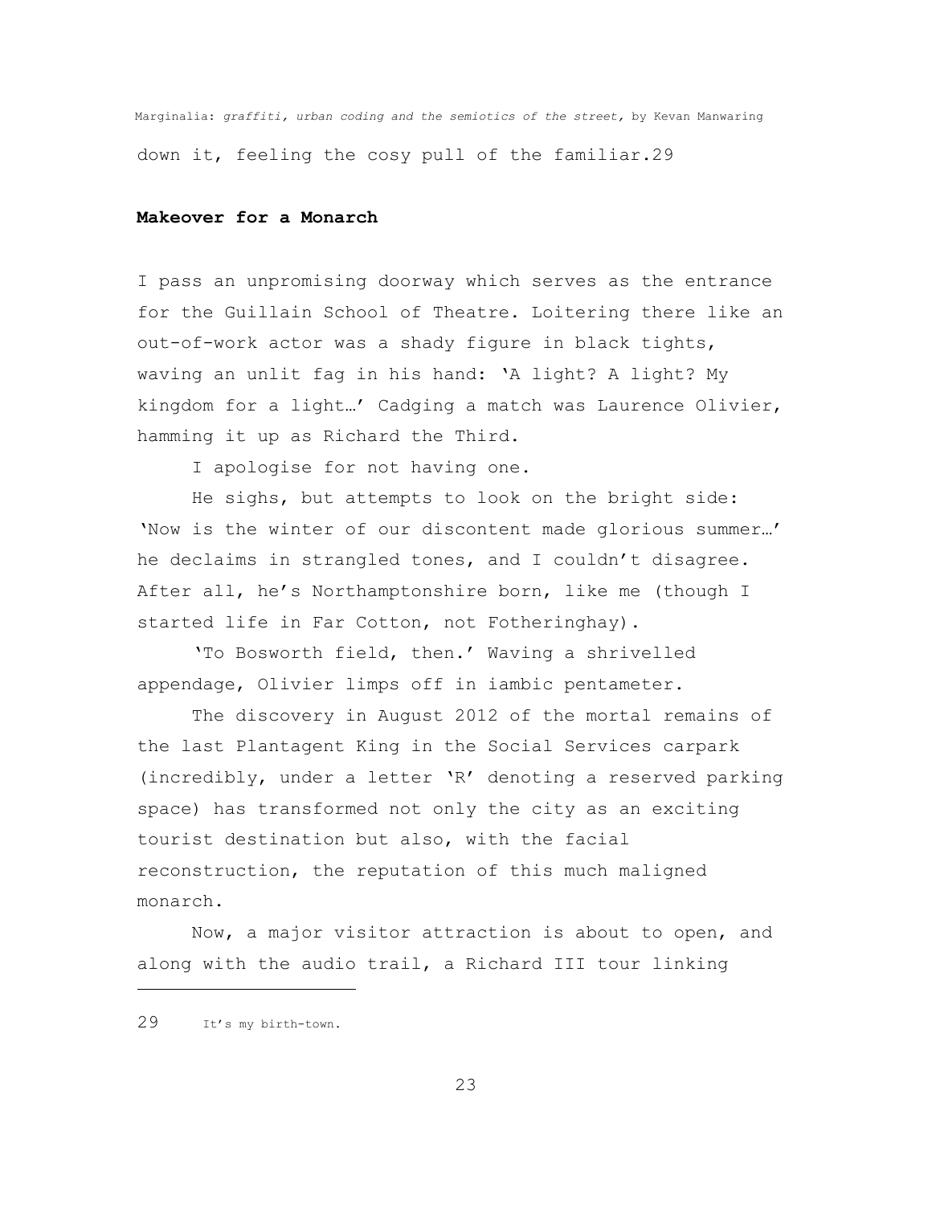down it, feeling the cosy pull of the familiar.[29]

**Makeover for a Monarch**

I pass an unpromising doorway which serves as the entrance for the Guillain School of Theatre. Loitering there like an out-of-work actor was a shady figure in black tights, waving an unlit fag in his hand: 'A light? A light? My kingdom for a light…' Cadging a match was Laurence Olivier, hamming it up as Richard the Third.

I apologise for not having one.

He sighs, but attempts to look on the bright side: 'Now is the winter of our discontent made glorious summer…' he declaims in strangled tones, and I couldn't disagree. After all, he's Northamptonshire born, like me (though I started life in Far Cotton, not Fotheringhay).

'To Bosworth field, then.' Waving a shrivelled appendage, Olivier limps off in iambic pentameter.

The discovery in August 2012 of the mortal remains of the last Plantagent King in the Social Services carpark (incredibly, under a letter 'R' denoting a reserved parking space) has transformed not only the city as an exciting tourist destination but also, with the facial reconstruction, the reputation of this much maligned monarch.

Now, a major visitor attraction is about to open, and along with the audio trail, a Richard III tour linking

---

29 It's my birth-town.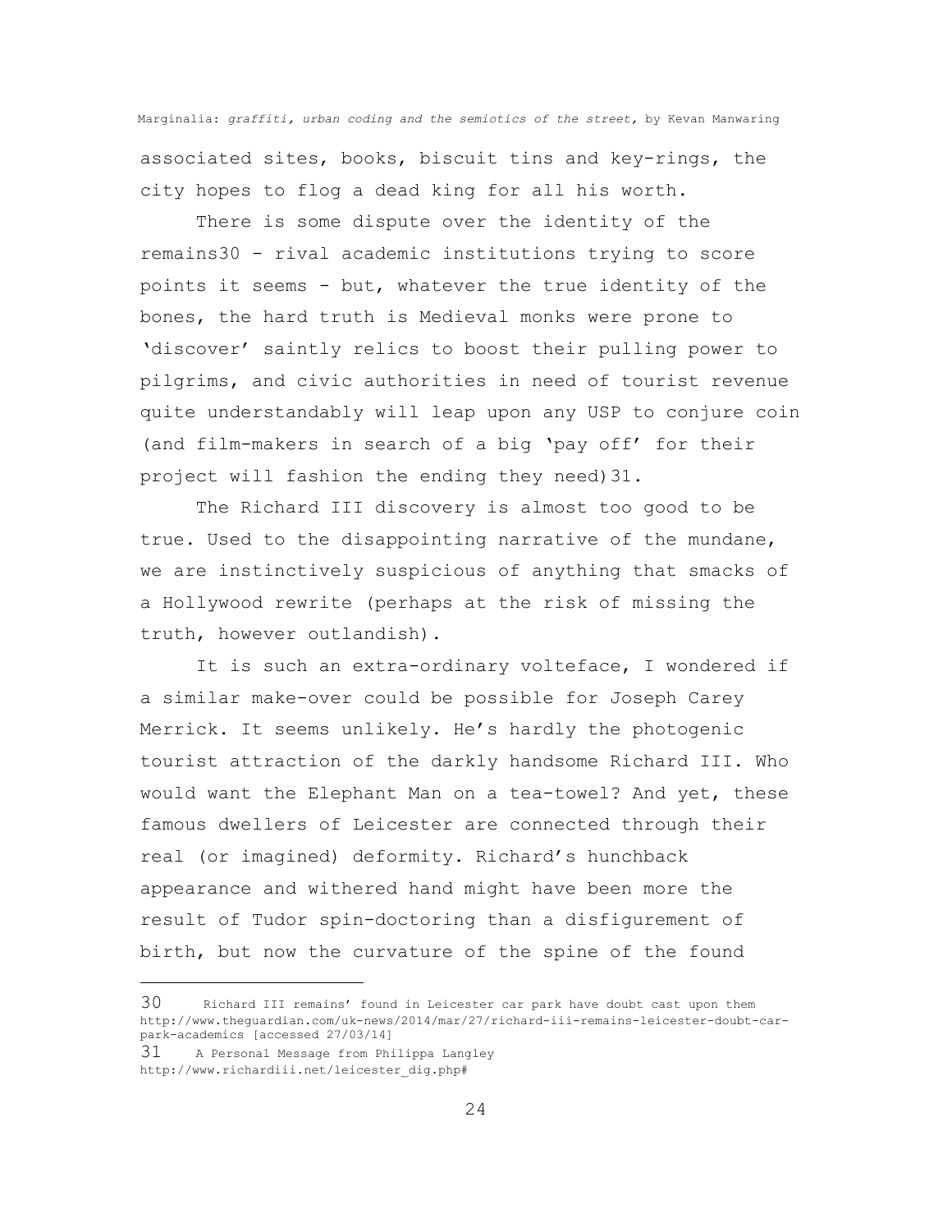associated sites, books, biscuit tins and key-rings, the city hopes to flog a dead king for all his worth.

There is some dispute over the identity of the remains[30] - rival academic institutions trying to score points it seems - but, whatever the true identity of the bones, the hard truth is Medieval monks were prone to 'discover' saintly relics to boost their pulling power to pilgrims, and civic authorities in need of tourist revenue quite understandably will leap upon any USP to conjure coin (and film-makers in search of a big 'pay off' for their project will fashion the ending they need)[31].

The Richard III discovery is almost too good to be true. Used to the disappointing narrative of the mundane, we are instinctively suspicious of anything that smacks of a Hollywood rewrite (perhaps at the risk of missing the truth, however outlandish).

It is such an extra-ordinary volteface, I wondered if a similar make-over could be possible for Joseph Carey Merrick. It seems unlikely. He's hardly the photogenic tourist attraction of the darkly handsome Richard III. Who would want the Elephant Man on a tea-towel? And yet, these famous dwellers of Leicester are connected through their real (or imagined) deformity. Richard's hunchback appearance and withered hand might have been more the result of Tudor spin-doctoring than a disfigurement of birth, but now the curvature of the spine of the found

---

30 Richard III remains' found in Leicester car park have doubt cast upon them http://www.theguardian.com/uk-news/2014/mar/27/richard-iii-remains-leicester-doubt-car-park-academics [accessed 27/03/14]

31 A Personal Message from Philippa Langley http://www.richardiii.net/leicester_dig.php#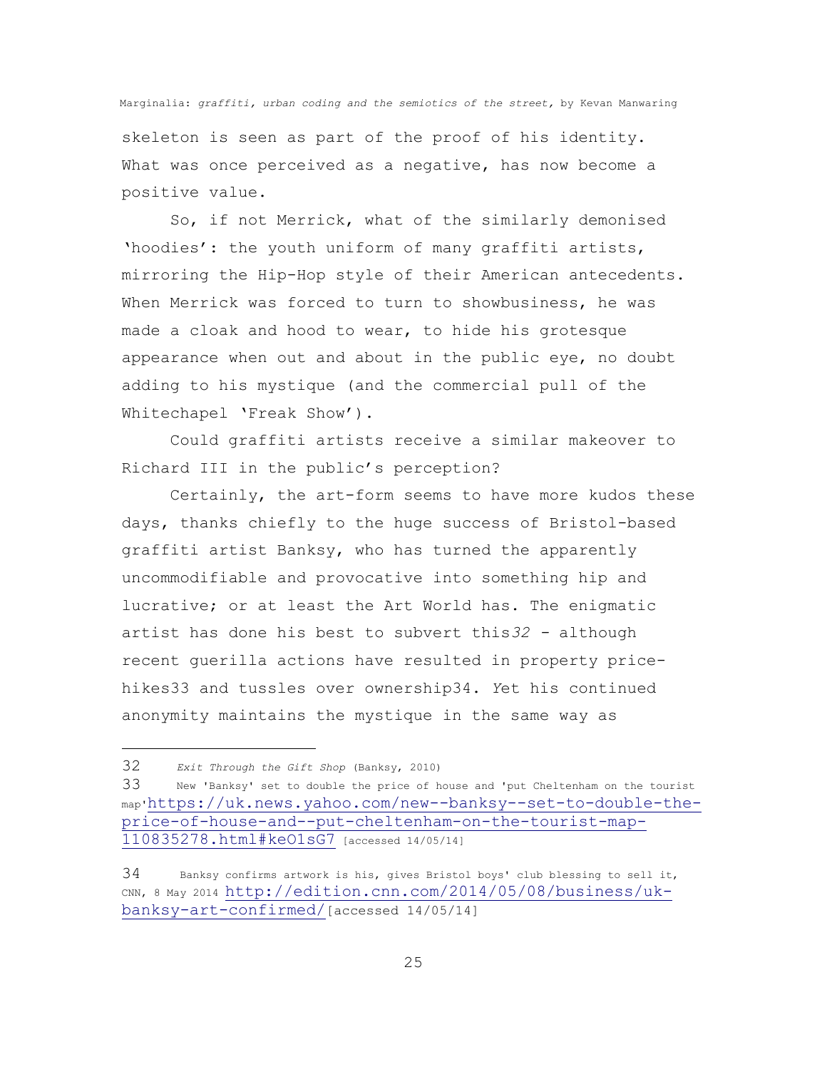skeleton is seen as part of the proof of his identity. What was once perceived as a negative, has now become a positive value.

So, if not Merrick, what of the similarly demonised 'hoodies': the youth uniform of many graffiti artists, mirroring the Hip-Hop style of their American antecedents. When Merrick was forced to turn to showbusiness, he was made a cloak and hood to wear, to hide his grotesque appearance when out and about in the public eye, no doubt adding to his mystique (and the commercial pull of the Whitechapel 'Freak Show').

Could graffiti artists receive a similar makeover to Richard III in the public's perception?

Certainly, the art-form seems to have more kudos these days, thanks chiefly to the huge success of Bristol-based graffiti artist Banksy, who has turned the apparently uncommodifiable and provocative into something hip and lucrative; or at least the Art World has. The enigmatic artist has done his best to subvert this[32] - although recent guerilla actions have resulted in property price-hikes[33] and tussles over ownership[34]. Yet his continued anonymity maintains the mystique in the same way as

---

32 *Exit Through the Gift Shop* (Banksy, 2010)

33 New 'Banksy' set to double the price of house and 'put Cheltenham on the tourist map' https://uk.news.yahoo.com/new--banksy--set-to-double-the-price-of-house-and--put-cheltenham-on-the-tourist-map-110835278.html#keO1sG7 [accessed 14/05/14]

34 Banksy confirms artwork is his, gives Bristol boys' club blessing to sell it, CNN, 8 May 2014 http://edition.cnn.com/2014/05/08/business/uk-banksy-art-confirmed/ [accessed 14/05/14]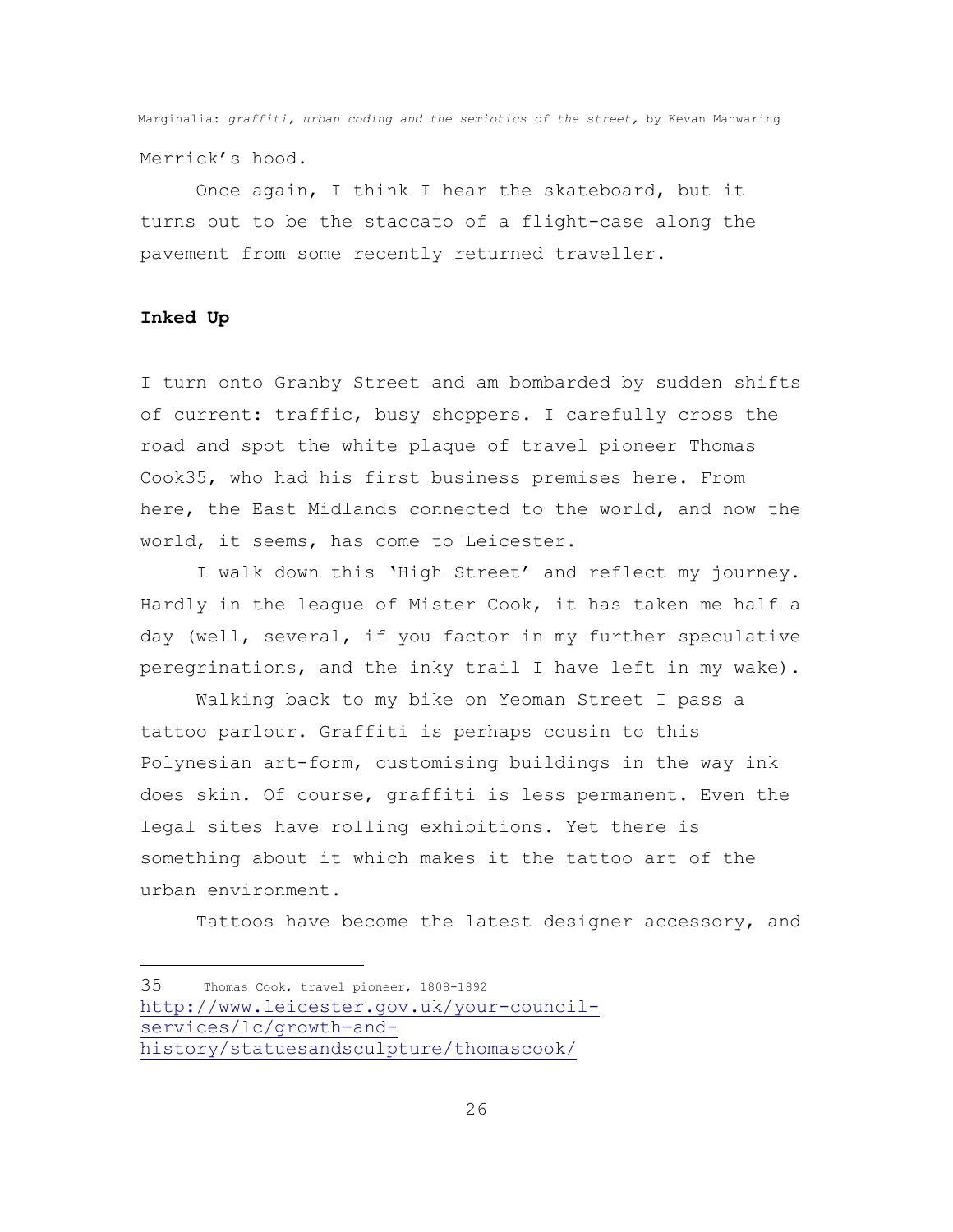Merrick's hood.

Once again, I think I hear the skateboard, but it turns out to be the staccato of a flight-case along the pavement from some recently returned traveller.

**Inked Up**

I turn onto Granby Street and am bombarded by sudden shifts of current: traffic, busy shoppers. I carefully cross the road and spot the white plaque of travel pioneer Thomas Cook[35], who had his first business premises here. From here, the East Midlands connected to the world, and now the world, it seems, has come to Leicester.

I walk down this 'High Street' and reflect my journey. Hardly in the league of Mister Cook, it has taken me half a day (well, several, if you factor in my further speculative peregrinations, and the inky trail I have left in my wake).

Walking back to my bike on Yeoman Street I pass a tattoo parlour. Graffiti is perhaps cousin to this Polynesian art-form, customising buildings in the way ink does skin. Of course, graffiti is less permanent. Even the legal sites have rolling exhibitions. Yet there is something about it which makes it the tattoo art of the urban environment.

Tattoos have become the latest designer accessory, and

---

35 Thomas Cook, travel pioneer, 1808-1892 http://www.leicester.gov.uk/your-council-services/lc/growth-and-history/statuesandsculpture/thomascook/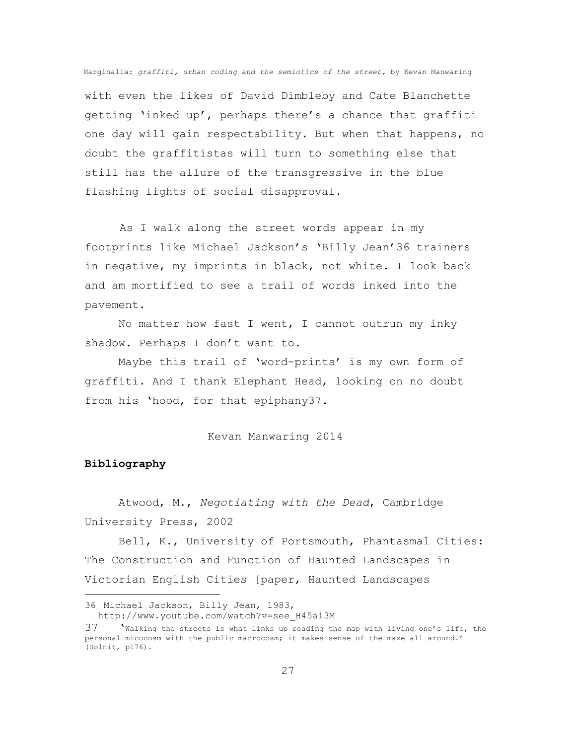with even the likes of David Dimbleby and Cate Blanchette getting 'inked up', perhaps there's a chance that graffiti one day will gain respectability. But when that happens, no doubt the graffitistas will turn to something else that still has the allure of the transgressive in the blue flashing lights of social disapproval.

As I walk along the street words appear in my footprints like Michael Jackson's 'Billy Jean'[36] trainers in negative, my imprints in black, not white. I look back and am mortified to see a trail of words inked into the pavement.

No matter how fast I went, I cannot outrun my inky shadow. Perhaps I don't want to.

Maybe this trail of 'word-prints' is my own form of graffiti. And I thank Elephant Head, looking on no doubt from his 'hood, for that epiphany[37].

Kevan Manwaring 2014

**Bibliography**

Atwood, M., *Negotiating with the Dead*, Cambridge University Press, 2002

Bell, K., University of Portsmouth, Phantasmal Cities: The Construction and Function of Haunted Landscapes in Victorian English Cities [paper, Haunted Landscapes

---

36 Michael Jackson, Billy Jean, 1983, http://www.youtube.com/watch?v=see_H45a13M

37 'Walking the streets is what links up reading the map with living one's life, the personal micocosm with the public macrocosm; it makes sense of the maze all around.' (Solnit, p176).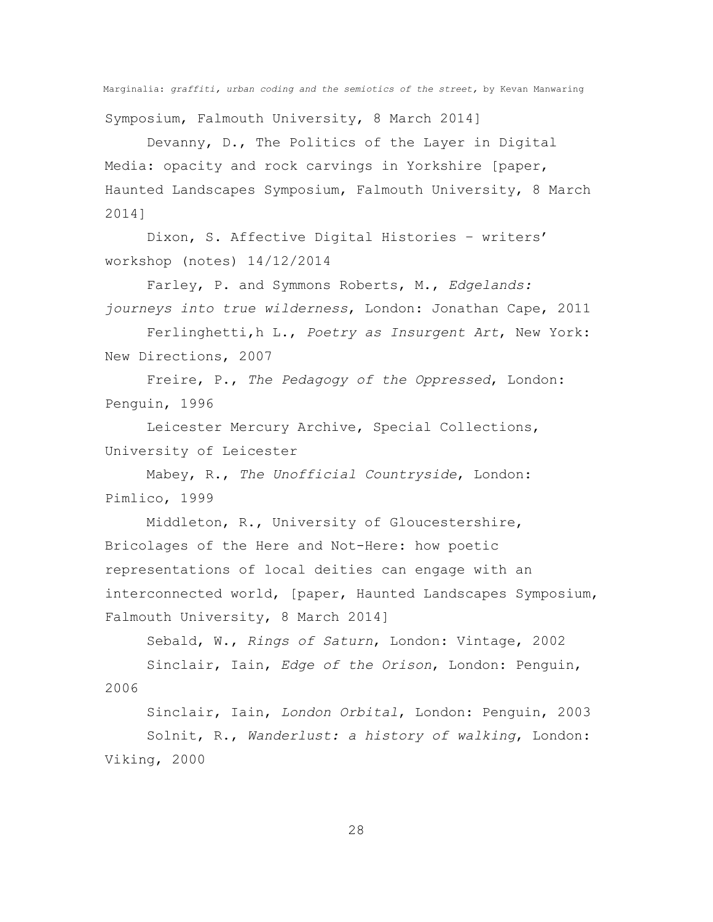Symposium, Falmouth University, 8 March 2014]

Devanny, D., The Politics of the Layer in Digital Media: opacity and rock carvings in Yorkshire [paper, Haunted Landscapes Symposium, Falmouth University, 8 March 2014]

Dixon, S. Affective Digital Histories – writers' workshop (notes) 14/12/2014

Farley, P. and Symmons Roberts, M., *Edgelands: journeys into true wilderness*, London: Jonathan Cape, 2011

Ferlinghetti,h L., *Poetry as Insurgent Art*, New York: New Directions, 2007

Freire, P., *The Pedagogy of the Oppressed*, London: Penguin, 1996

Leicester Mercury Archive, Special Collections, University of Leicester

Mabey, R., *The Unofficial Countryside*, London: Pimlico, 1999

Middleton, R., University of Gloucestershire, Bricolages of the Here and Not-Here: how poetic representations of local deities can engage with an interconnected world, [paper, Haunted Landscapes Symposium, Falmouth University, 8 March 2014]

Sebald, W., *Rings of Saturn*, London: Vintage, 2002

Sinclair, Iain, *Edge of the Orison*, London: Penguin, 2006

Sinclair, Iain, *London Orbital*, London: Penguin, 2003

Solnit, R., *Wanderlust: a history of walking*, London: Viking, 2000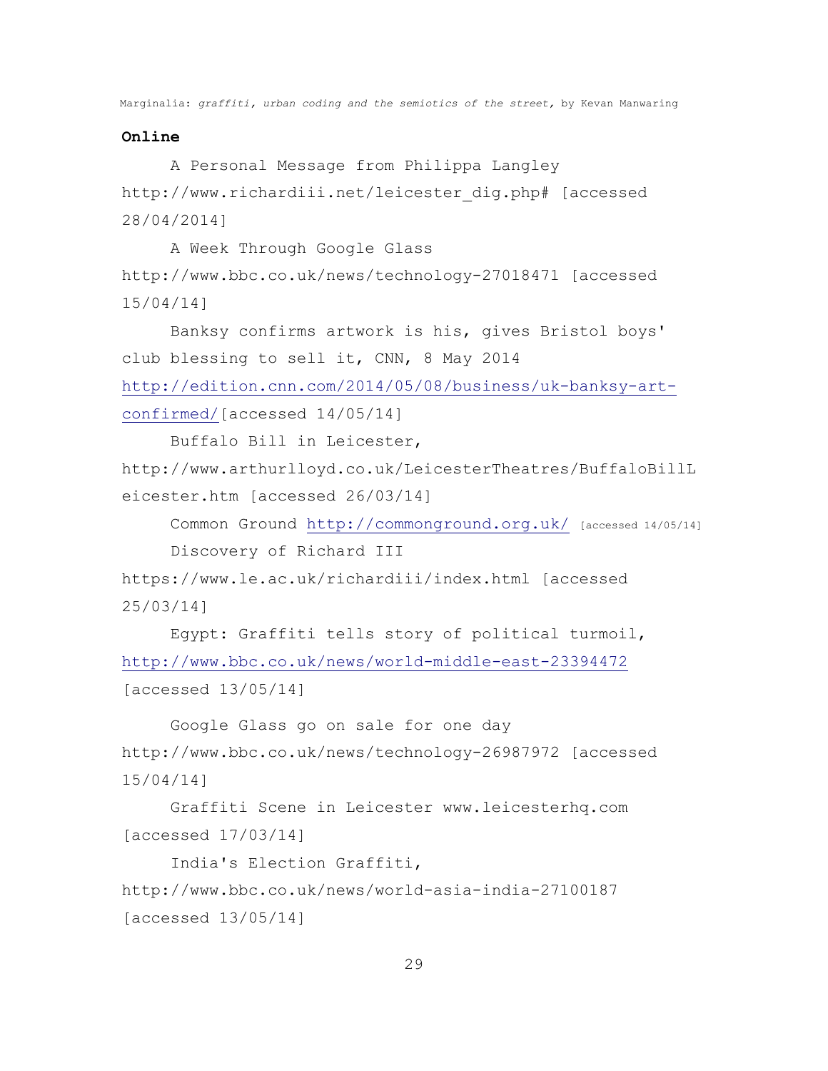## Online

A Personal Message from Philippa Langley http://www.richardiii.net/leicester_dig.php# [accessed 28/04/2014]

A Week Through Google Glass http://www.bbc.co.uk/news/technology-27018471 [accessed 15/04/14]

Banksy confirms artwork is his, gives Bristol boys' club blessing to sell it, CNN, 8 May 2014 http://edition.cnn.com/2014/05/08/business/uk-banksy-art-confirmed/[accessed 14/05/14]

Buffalo Bill in Leicester, http://www.arthurlloyd.co.uk/LeicesterTheatres/BuffaloBillLeicester.htm [accessed 26/03/14]

Common Ground http://commonground.org.uk/ [accessed 14/05/14]

Discovery of Richard III https://www.le.ac.uk/richardiii/index.html [accessed 25/03/14]

Egypt: Graffiti tells story of political turmoil, http://www.bbc.co.uk/news/world-middle-east-23394472 [accessed 13/05/14]

Google Glass go on sale for one day http://www.bbc.co.uk/news/technology-26987972 [accessed 15/04/14]

Graffiti Scene in Leicester www.leicesterhq.com [accessed 17/03/14]

India's Election Graffiti, http://www.bbc.co.uk/news/world-asia-india-27100187 [accessed 13/05/14]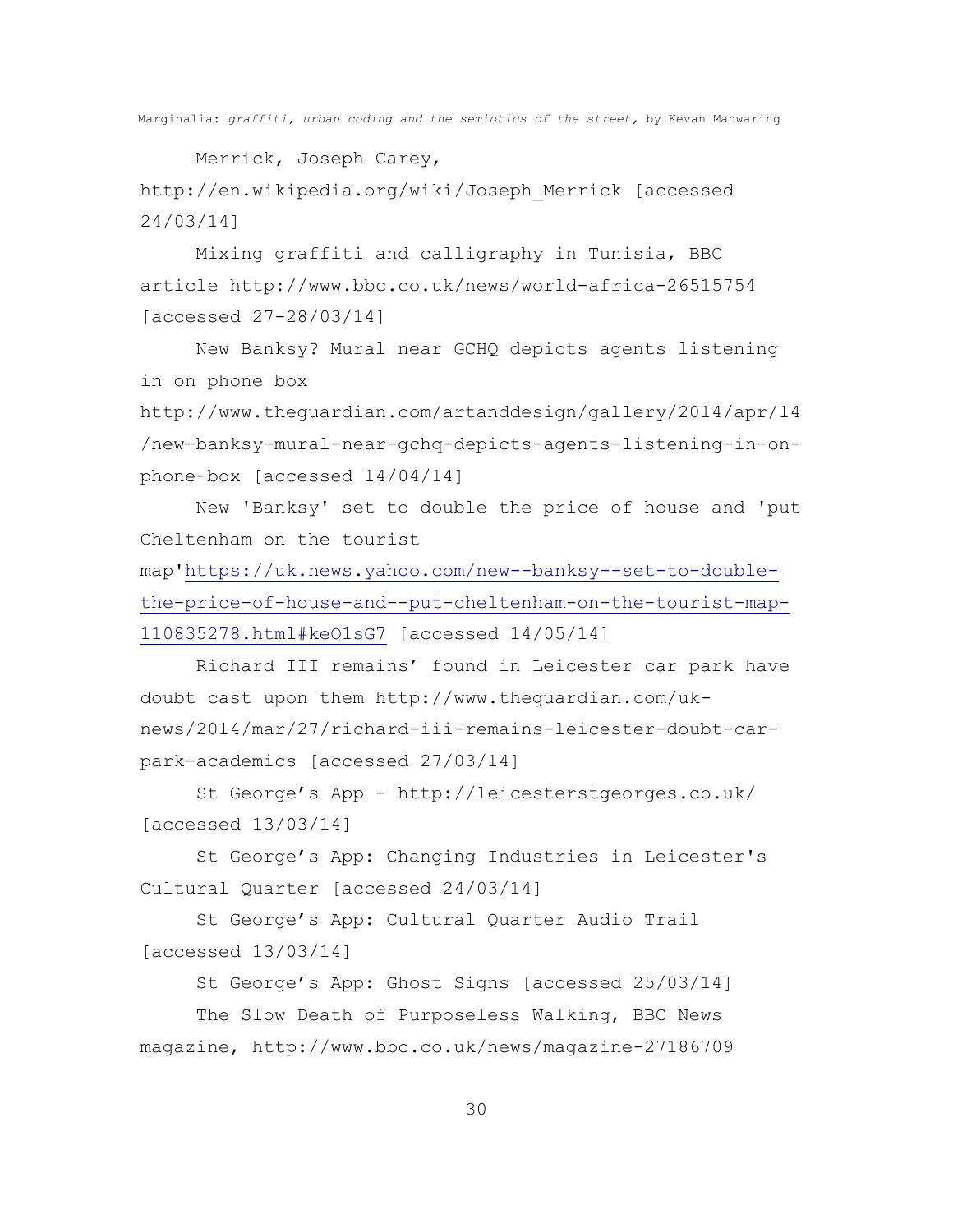Merrick, Joseph Carey, http://en.wikipedia.org/wiki/Joseph_Merrick [accessed 24/03/14]

Mixing graffiti and calligraphy in Tunisia, BBC article http://www.bbc.co.uk/news/world-africa-26515754 [accessed 27-28/03/14]

New Banksy? Mural near GCHQ depicts agents listening in on phone box http://www.theguardian.com/artanddesign/gallery/2014/apr/14/new-banksy-mural-near-gchq-depicts-agents-listening-in-on-phone-box [accessed 14/04/14]

New 'Banksy' set to double the price of house and 'put Cheltenham on the tourist map'https://uk.news.yahoo.com/new--banksy--set-to-double-the-price-of-house-and--put-cheltenham-on-the-tourist-map-110835278.html#keO1sG7 [accessed 14/05/14]

Richard III remains' found in Leicester car park have doubt cast upon them http://www.theguardian.com/uk-news/2014/mar/27/richard-iii-remains-leicester-doubt-car-park-academics [accessed 27/03/14]

St George's App - http://leicesterstgeorges.co.uk/ [accessed 13/03/14]

St George's App: Changing Industries in Leicester's Cultural Quarter [accessed 24/03/14]

St George's App: Cultural Quarter Audio Trail [accessed 13/03/14]

St George's App: Ghost Signs [accessed 25/03/14]

The Slow Death of Purposeless Walking, BBC News magazine, http://www.bbc.co.uk/news/magazine-27186709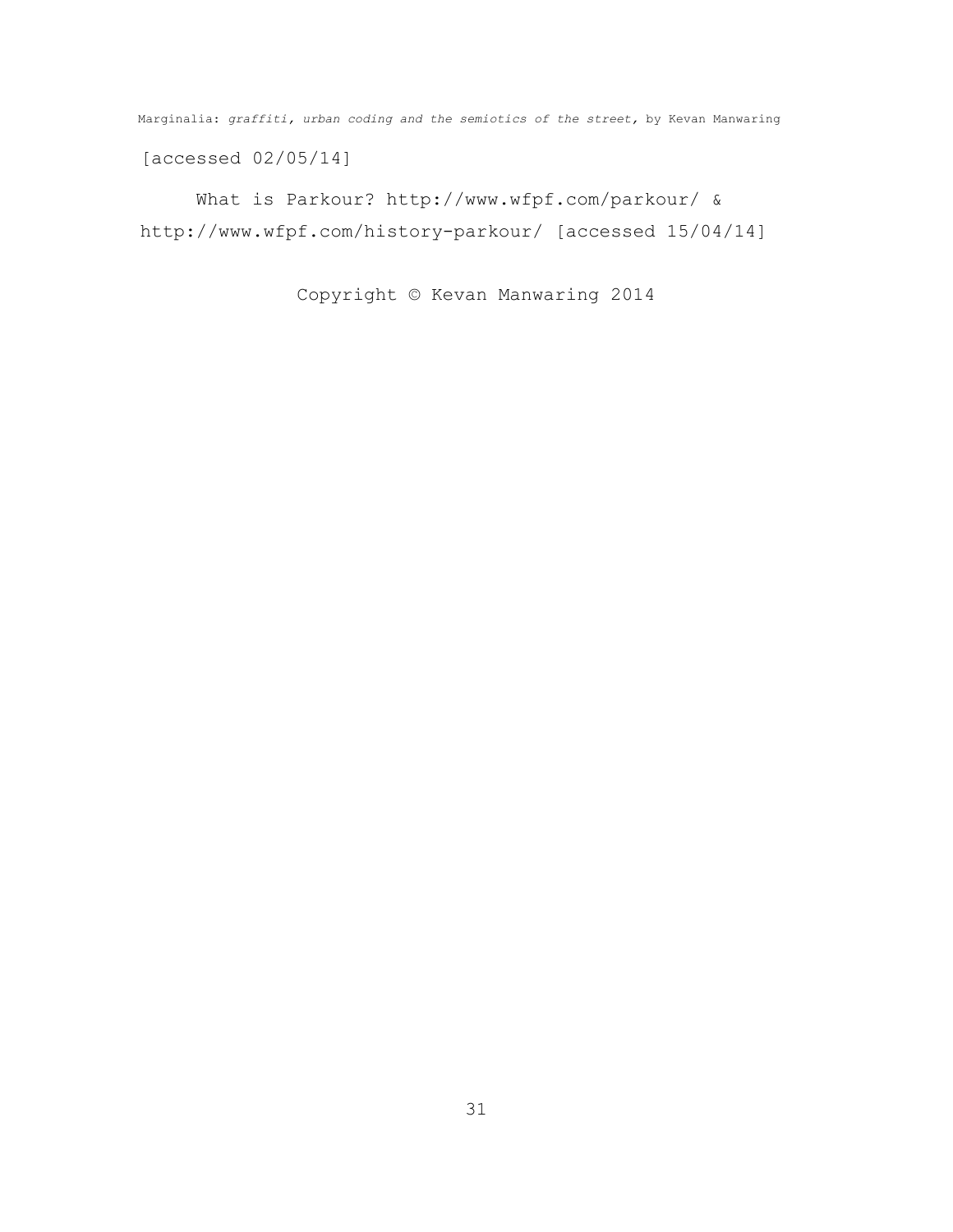[accessed 02/05/14]

What is Parkour? http://www.wfpf.com/parkour/ & http://www.wfpf.com/history-parkour/ [accessed 15/04/14]

Copyright © Kevan Manwaring 2014